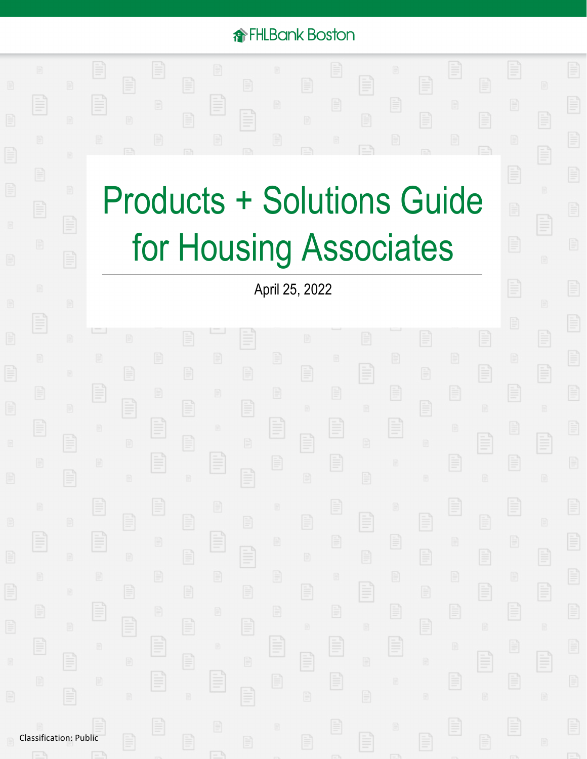FHLBank Boston

# Products + Solutions Guide for Housing Associates

April 25, 2022

Classification: Public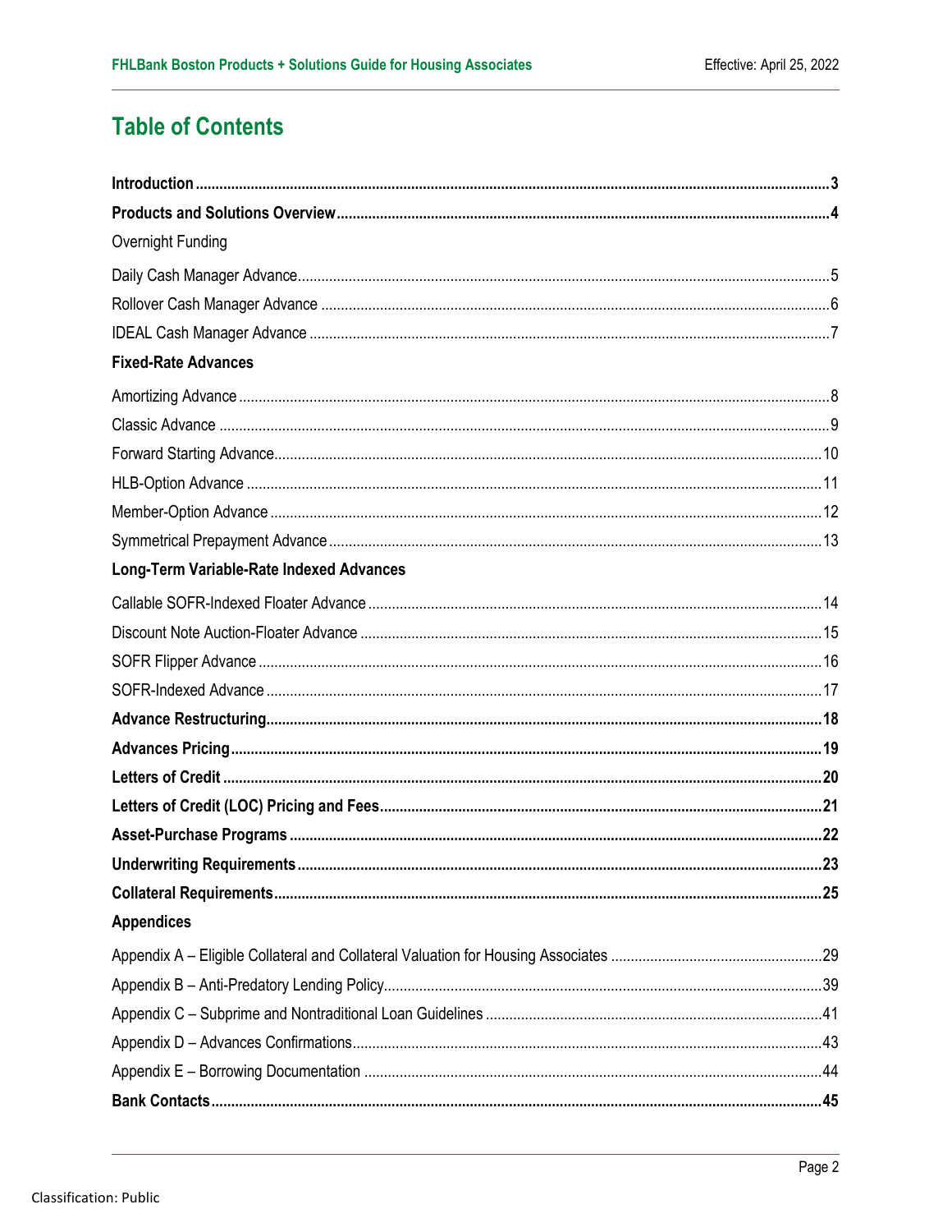# Table of Contents

**Introduction** ..... **3**

**Products and Solutions Overview** ..... **4**

Overnight Funding

Daily Cash Manager Advance ..... 5

Rollover Cash Manager Advance ..... 6

IDEAL Cash Manager Advance ..... 7

**Fixed-Rate Advances**

Amortizing Advance ..... 8

Classic Advance ..... 9

Forward Starting Advance ..... 10

HLB-Option Advance ..... 11

Member-Option Advance ..... 12

Symmetrical Prepayment Advance ..... 13

**Long-Term Variable-Rate Indexed Advances**

Callable SOFR-Indexed Floater Advance ..... 14

Discount Note Auction-Floater Advance ..... 15

SOFR Flipper Advance ..... 16

SOFR-Indexed Advance ..... 17

**Advance Restructuring** ..... **18**

**Advances Pricing** ..... **19**

**Letters of Credit** ..... **20**

**Letters of Credit (LOC) Pricing and Fees** ..... **21**

**Asset-Purchase Programs** ..... **22**

**Underwriting Requirements** ..... **23**

**Collateral Requirements** ..... **25**

**Appendices**

Appendix A – Eligible Collateral and Collateral Valuation for Housing Associates ..... 29

Appendix B – Anti-Predatory Lending Policy ..... 39

Appendix C – Subprime and Nontraditional Loan Guidelines ..... 41

Appendix D – Advances Confirmations ..... 43

Appendix E – Borrowing Documentation ..... 44

**Bank Contacts** ..... **45**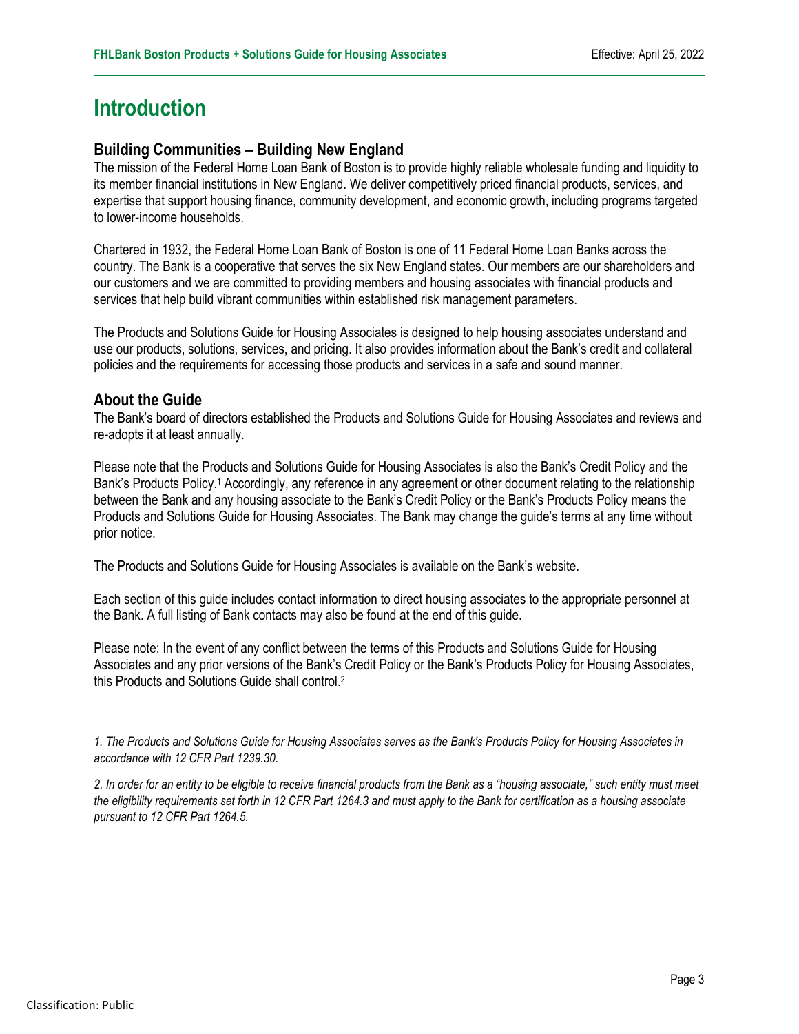# Introduction

## Building Communities – Building New England

The mission of the Federal Home Loan Bank of Boston is to provide highly reliable wholesale funding and liquidity to its member financial institutions in New England. We deliver competitively priced financial products, services, and expertise that support housing finance, community development, and economic growth, including programs targeted to lower-income households.

Chartered in 1932, the Federal Home Loan Bank of Boston is one of 11 Federal Home Loan Banks across the country. The Bank is a cooperative that serves the six New England states. Our members are our shareholders and our customers and we are committed to providing members and housing associates with financial products and services that help build vibrant communities within established risk management parameters.

The Products and Solutions Guide for Housing Associates is designed to help housing associates understand and use our products, solutions, services, and pricing. It also provides information about the Bank's credit and collateral policies and the requirements for accessing those products and services in a safe and sound manner.

## About the Guide

The Bank's board of directors established the Products and Solutions Guide for Housing Associates and reviews and re-adopts it at least annually.

Please note that the Products and Solutions Guide for Housing Associates is also the Bank's Credit Policy and the Bank's Products Policy.[1] Accordingly, any reference in any agreement or other document relating to the relationship between the Bank and any housing associate to the Bank's Credit Policy or the Bank's Products Policy means the Products and Solutions Guide for Housing Associates. The Bank may change the guide's terms at any time without prior notice.

The Products and Solutions Guide for Housing Associates is available on the Bank's website.

Each section of this guide includes contact information to direct housing associates to the appropriate personnel at the Bank. A full listing of Bank contacts may also be found at the end of this guide.

Please note: In the event of any conflict between the terms of this Products and Solutions Guide for Housing Associates and any prior versions of the Bank's Credit Policy or the Bank's Products Policy for Housing Associates, this Products and Solutions Guide shall control.[2]

*1. The Products and Solutions Guide for Housing Associates serves as the Bank's Products Policy for Housing Associates in accordance with 12 CFR Part 1239.30.*

*2. In order for an entity to be eligible to receive financial products from the Bank as a "housing associate," such entity must meet the eligibility requirements set forth in 12 CFR Part 1264.3 and must apply to the Bank for certification as a housing associate pursuant to 12 CFR Part 1264.5.*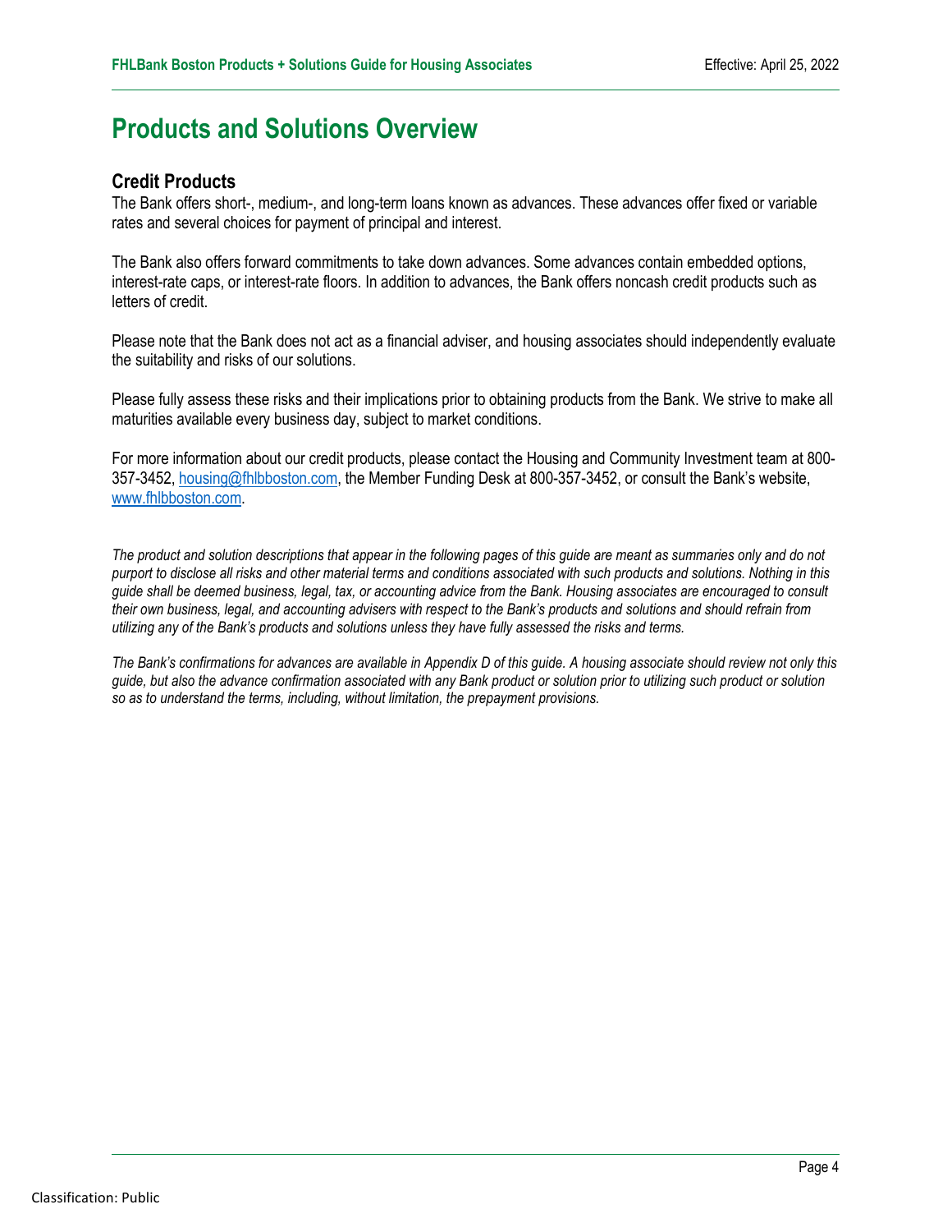# Products and Solutions Overview

## Credit Products

The Bank offers short-, medium-, and long-term loans known as advances. These advances offer fixed or variable rates and several choices for payment of principal and interest.

The Bank also offers forward commitments to take down advances. Some advances contain embedded options, interest-rate caps, or interest-rate floors. In addition to advances, the Bank offers noncash credit products such as letters of credit.

Please note that the Bank does not act as a financial adviser, and housing associates should independently evaluate the suitability and risks of our solutions.

Please fully assess these risks and their implications prior to obtaining products from the Bank. We strive to make all maturities available every business day, subject to market conditions.

For more information about our credit products, please contact the Housing and Community Investment team at 800-357-3452, [housing@fhlbboston.com](mailto:housing@fhlbboston.com), the Member Funding Desk at 800-357-3452, or consult the Bank's website, [www.fhlbboston.com](http://www.fhlbboston.com).

*The product and solution descriptions that appear in the following pages of this guide are meant as summaries only and do not purport to disclose all risks and other material terms and conditions associated with such products and solutions. Nothing in this guide shall be deemed business, legal, tax, or accounting advice from the Bank. Housing associates are encouraged to consult their own business, legal, and accounting advisers with respect to the Bank's products and solutions and should refrain from utilizing any of the Bank's products and solutions unless they have fully assessed the risks and terms.*

*The Bank's confirmations for advances are available in Appendix D of this guide. A housing associate should review not only this guide, but also the advance confirmation associated with any Bank product or solution prior to utilizing such product or solution so as to understand the terms, including, without limitation, the prepayment provisions.*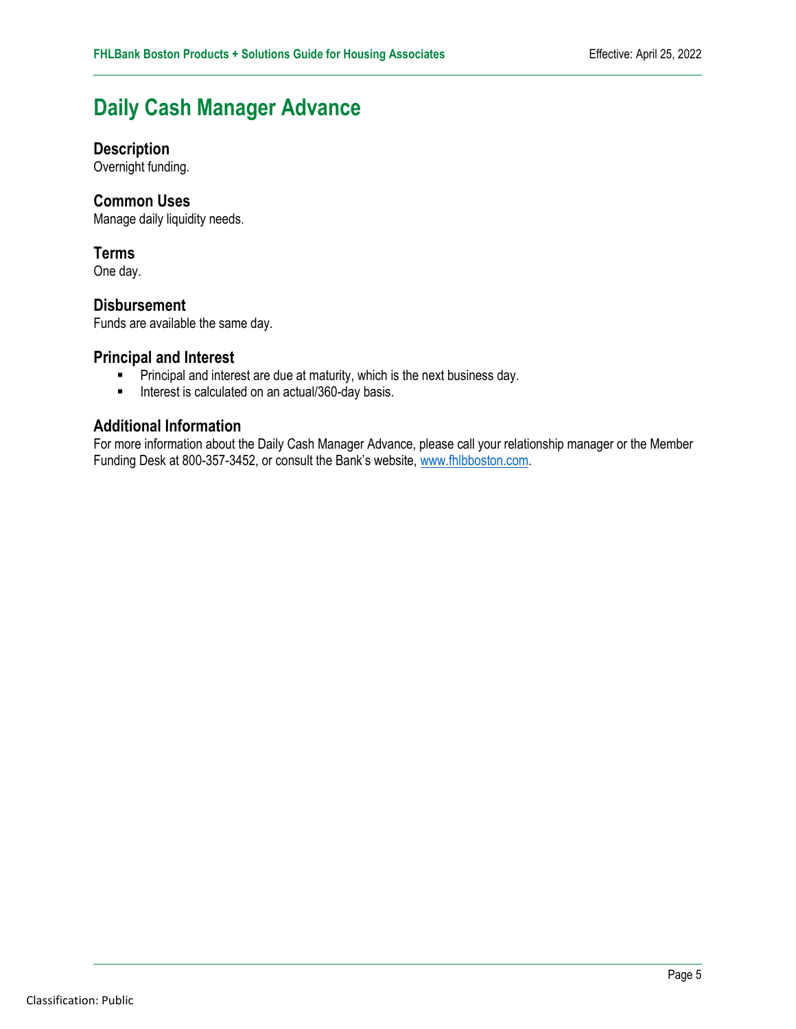# Daily Cash Manager Advance

## Description
Overnight funding.

## Common Uses
Manage daily liquidity needs.

## Terms
One day.

## Disbursement
Funds are available the same day.

## Principal and Interest
- Principal and interest are due at maturity, which is the next business day.
- Interest is calculated on an actual/360-day basis.

## Additional Information
For more information about the Daily Cash Manager Advance, please call your relationship manager or the Member Funding Desk at 800-357-3452, or consult the Bank's website, www.fhlbboston.com.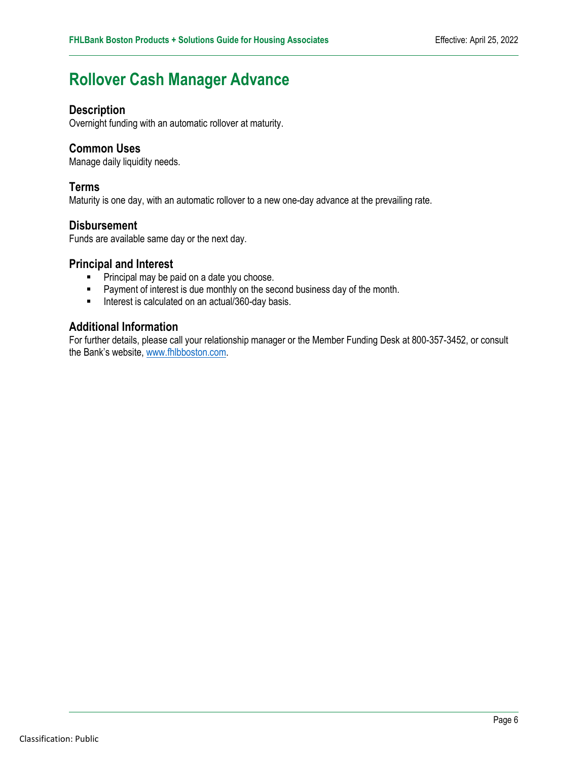# Rollover Cash Manager Advance

## Description

Overnight funding with an automatic rollover at maturity.

## Common Uses

Manage daily liquidity needs.

## Terms

Maturity is one day, with an automatic rollover to a new one-day advance at the prevailing rate.

## Disbursement

Funds are available same day or the next day.

## Principal and Interest

- Principal may be paid on a date you choose.
- Payment of interest is due monthly on the second business day of the month.
- Interest is calculated on an actual/360-day basis.

## Additional Information

For further details, please call your relationship manager or the Member Funding Desk at 800-357-3452, or consult the Bank's website, [www.fhlbboston.com](http://www.fhlbboston.com).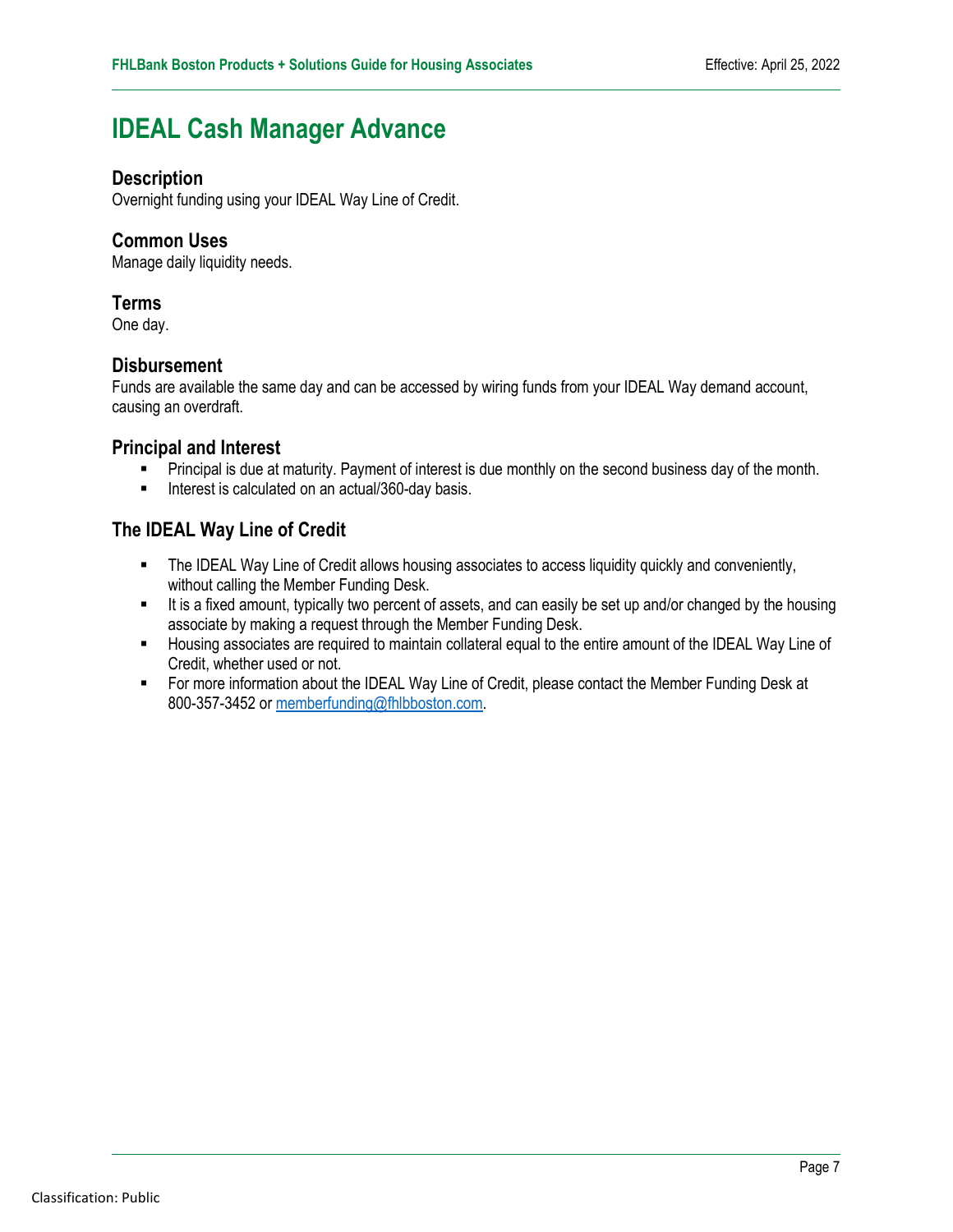# IDEAL Cash Manager Advance

### Description
Overnight funding using your IDEAL Way Line of Credit.

### Common Uses
Manage daily liquidity needs.

### Terms
One day.

### Disbursement
Funds are available the same day and can be accessed by wiring funds from your IDEAL Way demand account, causing an overdraft.

### Principal and Interest
- Principal is due at maturity. Payment of interest is due monthly on the second business day of the month.
- Interest is calculated on an actual/360-day basis.

### The IDEAL Way Line of Credit
- The IDEAL Way Line of Credit allows housing associates to access liquidity quickly and conveniently, without calling the Member Funding Desk.
- It is a fixed amount, typically two percent of assets, and can easily be set up and/or changed by the housing associate by making a request through the Member Funding Desk.
- Housing associates are required to maintain collateral equal to the entire amount of the IDEAL Way Line of Credit, whether used or not.
- For more information about the IDEAL Way Line of Credit, please contact the Member Funding Desk at 800-357-3452 or memberfunding@fhlbboston.com.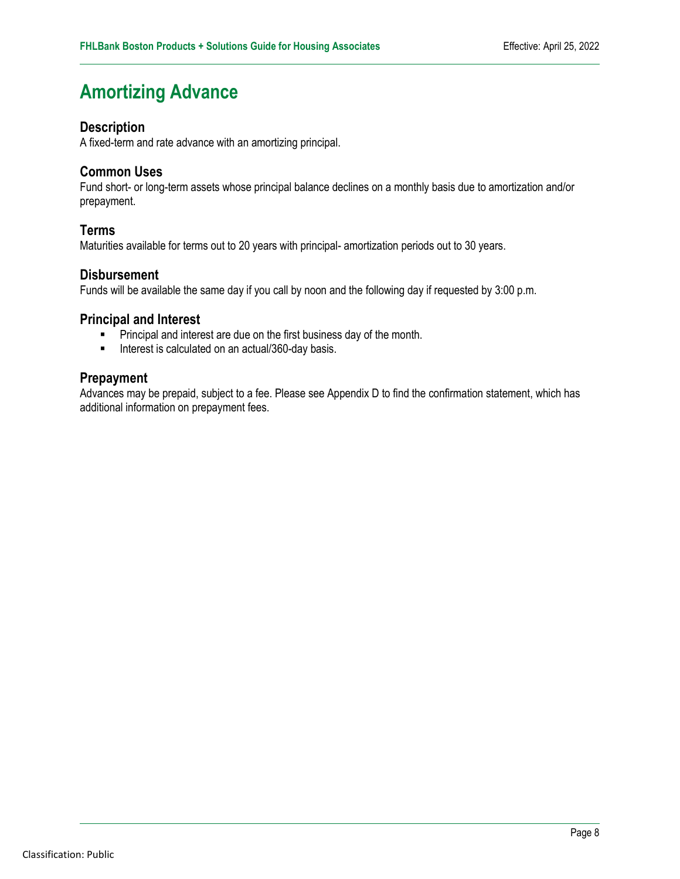# Amortizing Advance

## Description

A fixed-term and rate advance with an amortizing principal.

## Common Uses

Fund short- or long-term assets whose principal balance declines on a monthly basis due to amortization and/or prepayment.

## Terms

Maturities available for terms out to 20 years with principal- amortization periods out to 30 years.

## Disbursement

Funds will be available the same day if you call by noon and the following day if requested by 3:00 p.m.

## Principal and Interest

- Principal and interest are due on the first business day of the month.
- Interest is calculated on an actual/360-day basis.

## Prepayment

Advances may be prepaid, subject to a fee. Please see Appendix D to find the confirmation statement, which has additional information on prepayment fees.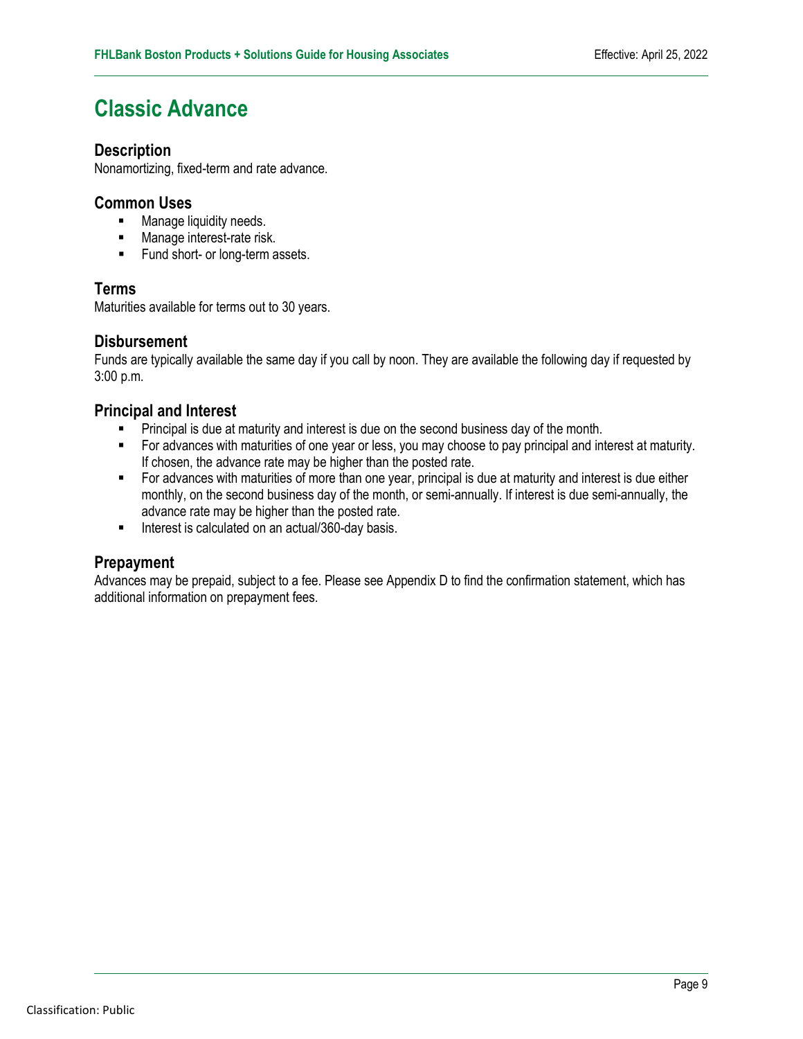# Classic Advance

## Description

Nonamortizing, fixed-term and rate advance.

## Common Uses

- Manage liquidity needs.
- Manage interest-rate risk.
- Fund short- or long-term assets.

## Terms

Maturities available for terms out to 30 years.

## Disbursement

Funds are typically available the same day if you call by noon. They are available the following day if requested by 3:00 p.m.

## Principal and Interest

- Principal is due at maturity and interest is due on the second business day of the month.
- For advances with maturities of one year or less, you may choose to pay principal and interest at maturity. If chosen, the advance rate may be higher than the posted rate.
- For advances with maturities of more than one year, principal is due at maturity and interest is due either monthly, on the second business day of the month, or semi-annually. If interest is due semi-annually, the advance rate may be higher than the posted rate.
- Interest is calculated on an actual/360-day basis.

## Prepayment

Advances may be prepaid, subject to a fee. Please see Appendix D to find the confirmation statement, which has additional information on prepayment fees.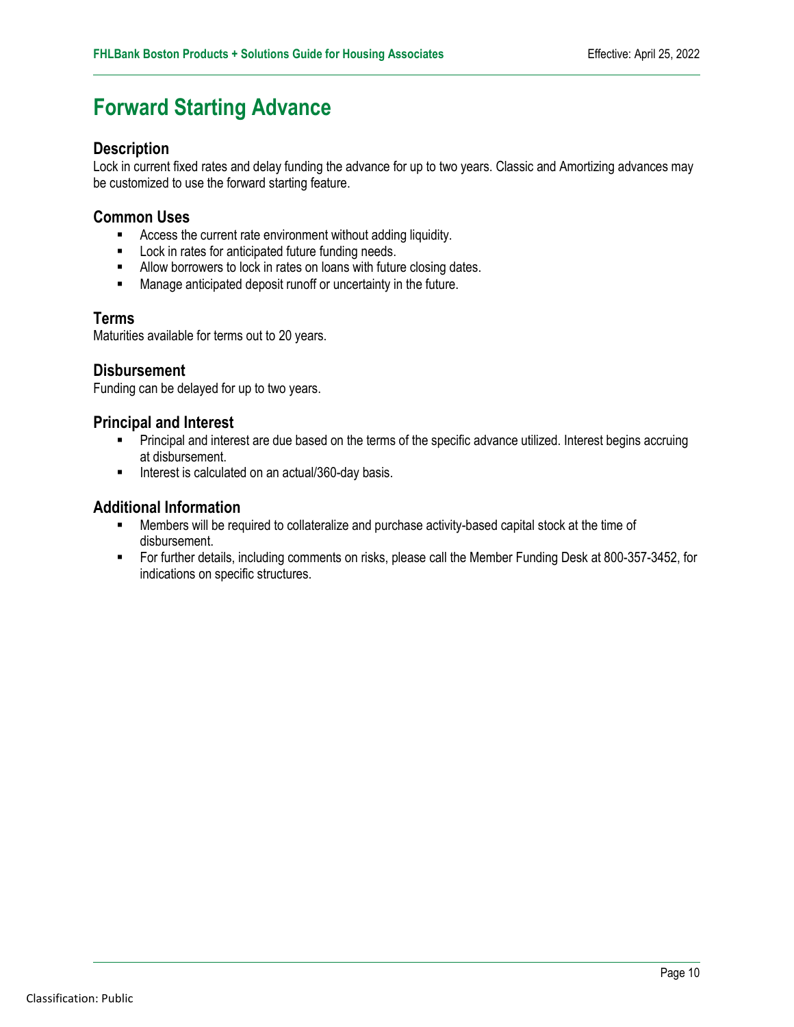# Forward Starting Advance

## Description

Lock in current fixed rates and delay funding the advance for up to two years. Classic and Amortizing advances may be customized to use the forward starting feature.

## Common Uses

- Access the current rate environment without adding liquidity.
- Lock in rates for anticipated future funding needs.
- Allow borrowers to lock in rates on loans with future closing dates.
- Manage anticipated deposit runoff or uncertainty in the future.

## Terms

Maturities available for terms out to 20 years.

## Disbursement

Funding can be delayed for up to two years.

## Principal and Interest

- Principal and interest are due based on the terms of the specific advance utilized. Interest begins accruing at disbursement.
- Interest is calculated on an actual/360-day basis.

## Additional Information

- Members will be required to collateralize and purchase activity-based capital stock at the time of disbursement.
- For further details, including comments on risks, please call the Member Funding Desk at 800-357-3452, for indications on specific structures.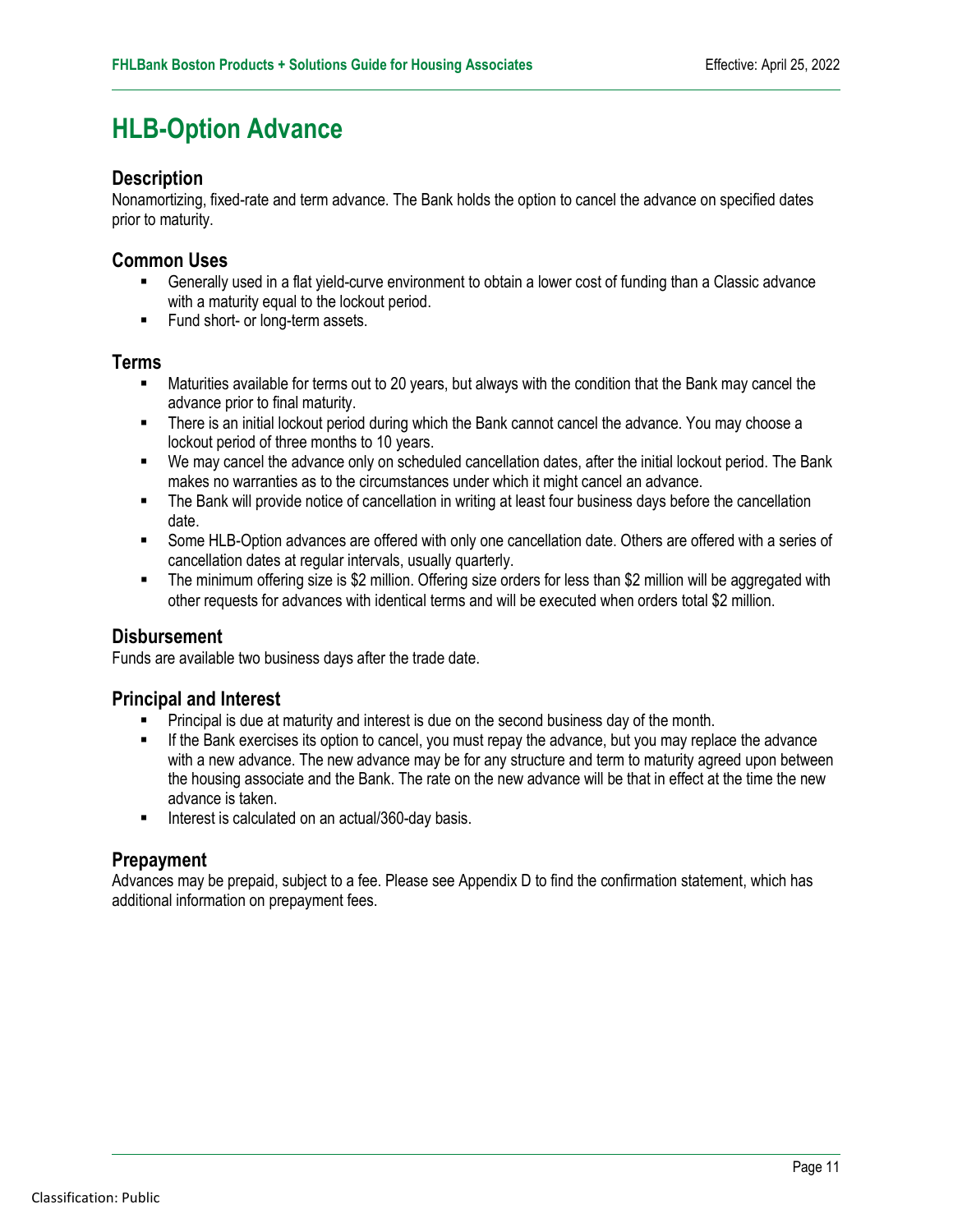# HLB-Option Advance

## Description

Nonamortizing, fixed-rate and term advance. The Bank holds the option to cancel the advance on specified dates prior to maturity.

## Common Uses

- Generally used in a flat yield-curve environment to obtain a lower cost of funding than a Classic advance with a maturity equal to the lockout period.
- Fund short- or long-term assets.

## Terms

- Maturities available for terms out to 20 years, but always with the condition that the Bank may cancel the advance prior to final maturity.
- There is an initial lockout period during which the Bank cannot cancel the advance. You may choose a lockout period of three months to 10 years.
- We may cancel the advance only on scheduled cancellation dates, after the initial lockout period. The Bank makes no warranties as to the circumstances under which it might cancel an advance.
- The Bank will provide notice of cancellation in writing at least four business days before the cancellation date.
- Some HLB-Option advances are offered with only one cancellation date. Others are offered with a series of cancellation dates at regular intervals, usually quarterly.
- The minimum offering size is $2 million. Offering size orders for less than $2 million will be aggregated with other requests for advances with identical terms and will be executed when orders total $2 million.

## Disbursement

Funds are available two business days after the trade date.

## Principal and Interest

- Principal is due at maturity and interest is due on the second business day of the month.
- If the Bank exercises its option to cancel, you must repay the advance, but you may replace the advance with a new advance. The new advance may be for any structure and term to maturity agreed upon between the housing associate and the Bank. The rate on the new advance will be that in effect at the time the new advance is taken.
- Interest is calculated on an actual/360-day basis.

## Prepayment

Advances may be prepaid, subject to a fee. Please see Appendix D to find the confirmation statement, which has additional information on prepayment fees.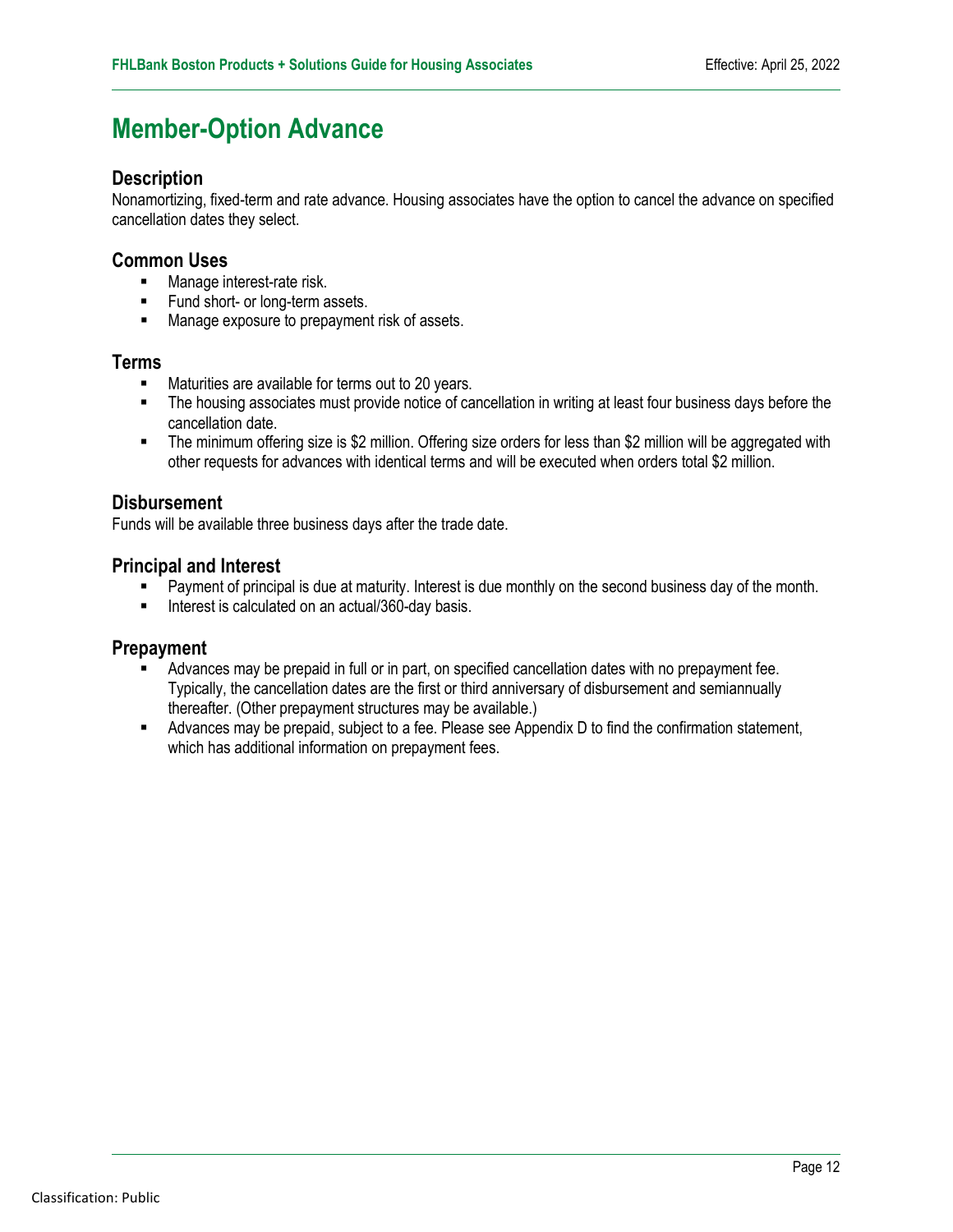# Member-Option Advance

## Description

Nonamortizing, fixed-term and rate advance. Housing associates have the option to cancel the advance on specified cancellation dates they select.

## Common Uses

- Manage interest-rate risk.
- Fund short- or long-term assets.
- Manage exposure to prepayment risk of assets.

## Terms

- Maturities are available for terms out to 20 years.
- The housing associates must provide notice of cancellation in writing at least four business days before the cancellation date.
- The minimum offering size is $2 million. Offering size orders for less than $2 million will be aggregated with other requests for advances with identical terms and will be executed when orders total $2 million.

## Disbursement

Funds will be available three business days after the trade date.

## Principal and Interest

- Payment of principal is due at maturity. Interest is due monthly on the second business day of the month.
- Interest is calculated on an actual/360-day basis.

## Prepayment

- Advances may be prepaid in full or in part, on specified cancellation dates with no prepayment fee. Typically, the cancellation dates are the first or third anniversary of disbursement and semiannually thereafter. (Other prepayment structures may be available.)
- Advances may be prepaid, subject to a fee. Please see Appendix D to find the confirmation statement, which has additional information on prepayment fees.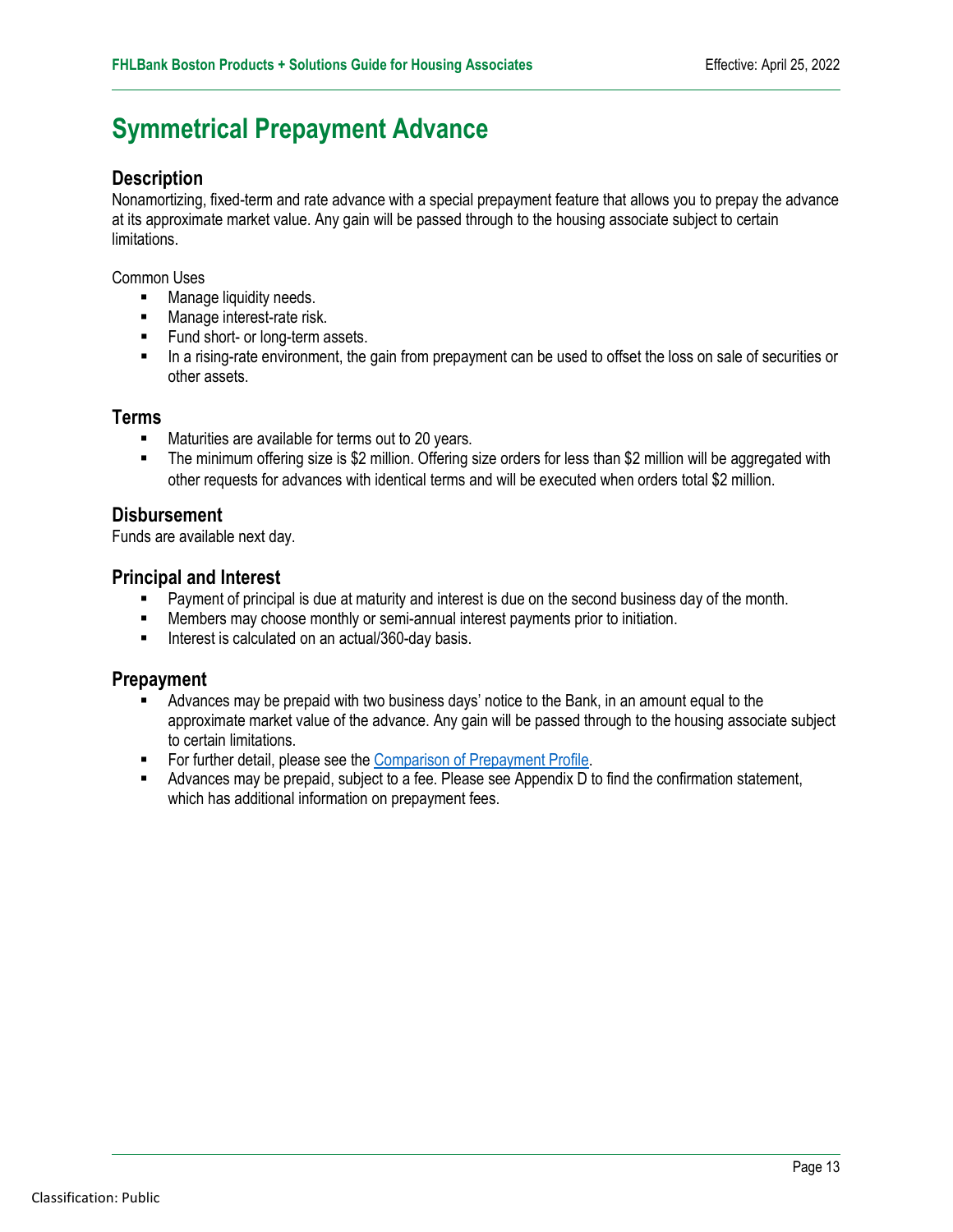# Symmetrical Prepayment Advance

## Description

Nonamortizing, fixed-term and rate advance with a special prepayment feature that allows you to prepay the advance at its approximate market value. Any gain will be passed through to the housing associate subject to certain limitations.

Common Uses

- Manage liquidity needs.
- Manage interest-rate risk.
- Fund short- or long-term assets.
- In a rising-rate environment, the gain from prepayment can be used to offset the loss on sale of securities or other assets.

## Terms

- Maturities are available for terms out to 20 years.
- The minimum offering size is $2 million. Offering size orders for less than $2 million will be aggregated with other requests for advances with identical terms and will be executed when orders total $2 million.

## Disbursement

Funds are available next day.

## Principal and Interest

- Payment of principal is due at maturity and interest is due on the second business day of the month.
- Members may choose monthly or semi-annual interest payments prior to initiation.
- Interest is calculated on an actual/360-day basis.

## Prepayment

- Advances may be prepaid with two business days' notice to the Bank, in an amount equal to the approximate market value of the advance. Any gain will be passed through to the housing associate subject to certain limitations.
- For further detail, please see the Comparison of Prepayment Profile.
- Advances may be prepaid, subject to a fee. Please see Appendix D to find the confirmation statement, which has additional information on prepayment fees.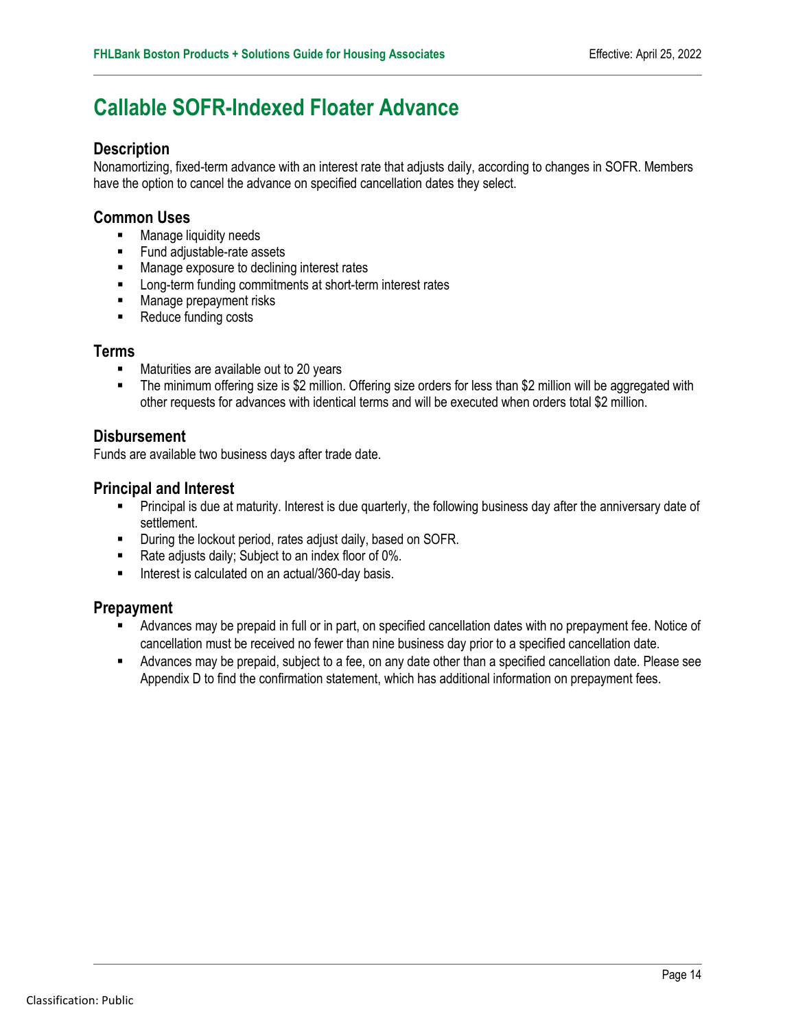# Callable SOFR-Indexed Floater Advance

## Description

Nonamortizing, fixed-term advance with an interest rate that adjusts daily, according to changes in SOFR. Members have the option to cancel the advance on specified cancellation dates they select.

## Common Uses

- Manage liquidity needs
- Fund adjustable-rate assets
- Manage exposure to declining interest rates
- Long-term funding commitments at short-term interest rates
- Manage prepayment risks
- Reduce funding costs

## Terms

- Maturities are available out to 20 years
- The minimum offering size is $2 million. Offering size orders for less than $2 million will be aggregated with other requests for advances with identical terms and will be executed when orders total $2 million.

## Disbursement

Funds are available two business days after trade date.

## Principal and Interest

- Principal is due at maturity. Interest is due quarterly, the following business day after the anniversary date of settlement.
- During the lockout period, rates adjust daily, based on SOFR.
- Rate adjusts daily; Subject to an index floor of 0%.
- Interest is calculated on an actual/360-day basis.

## Prepayment

- Advances may be prepaid in full or in part, on specified cancellation dates with no prepayment fee. Notice of cancellation must be received no fewer than nine business day prior to a specified cancellation date.
- Advances may be prepaid, subject to a fee, on any date other than a specified cancellation date. Please see Appendix D to find the confirmation statement, which has additional information on prepayment fees.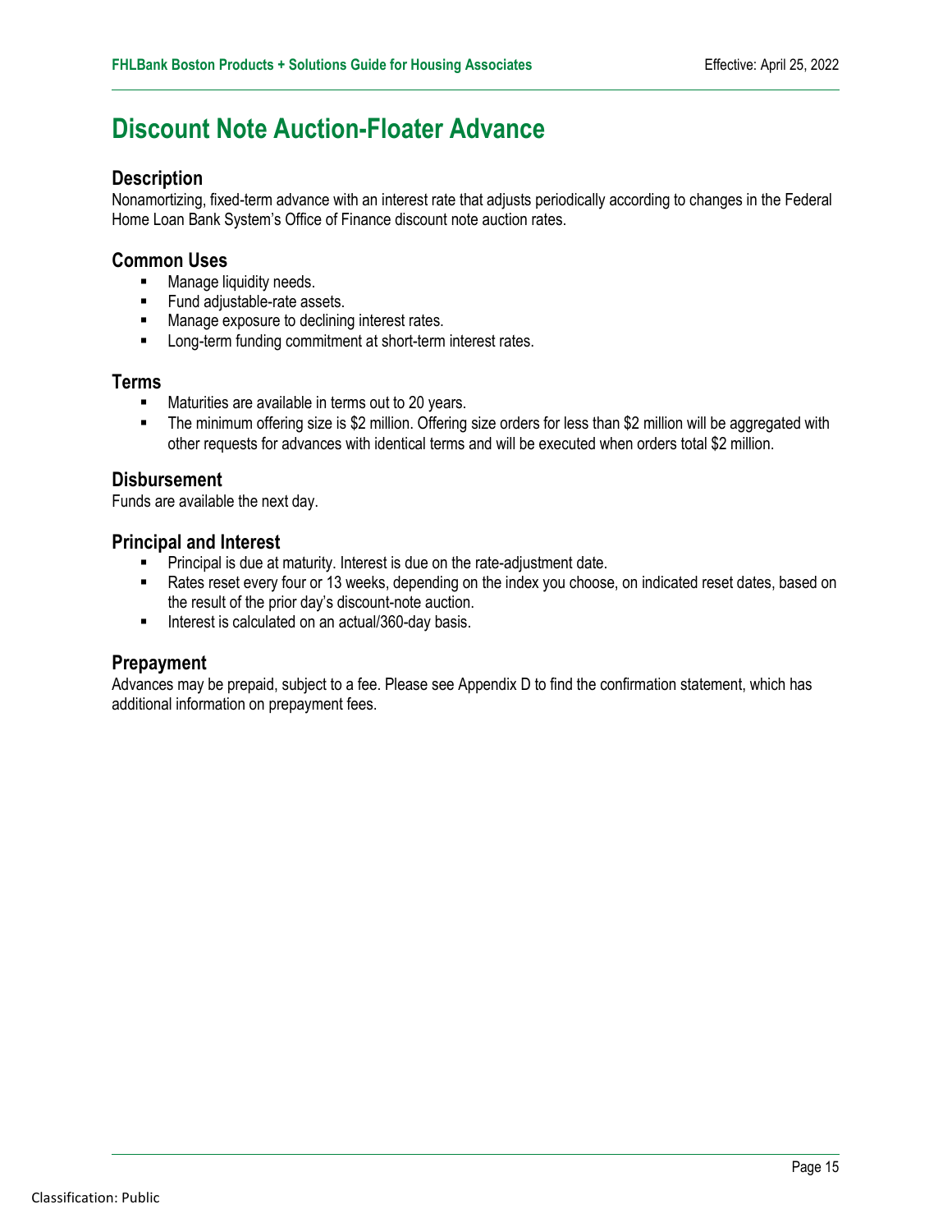# Discount Note Auction-Floater Advance

## Description

Nonamortizing, fixed-term advance with an interest rate that adjusts periodically according to changes in the Federal Home Loan Bank System's Office of Finance discount note auction rates.

## Common Uses

- Manage liquidity needs.
- Fund adjustable-rate assets.
- Manage exposure to declining interest rates.
- Long-term funding commitment at short-term interest rates.

## Terms

- Maturities are available in terms out to 20 years.
- The minimum offering size is $2 million. Offering size orders for less than $2 million will be aggregated with other requests for advances with identical terms and will be executed when orders total $2 million.

## Disbursement

Funds are available the next day.

## Principal and Interest

- Principal is due at maturity. Interest is due on the rate-adjustment date.
- Rates reset every four or 13 weeks, depending on the index you choose, on indicated reset dates, based on the result of the prior day's discount-note auction.
- Interest is calculated on an actual/360-day basis.

## Prepayment

Advances may be prepaid, subject to a fee. Please see Appendix D to find the confirmation statement, which has additional information on prepayment fees.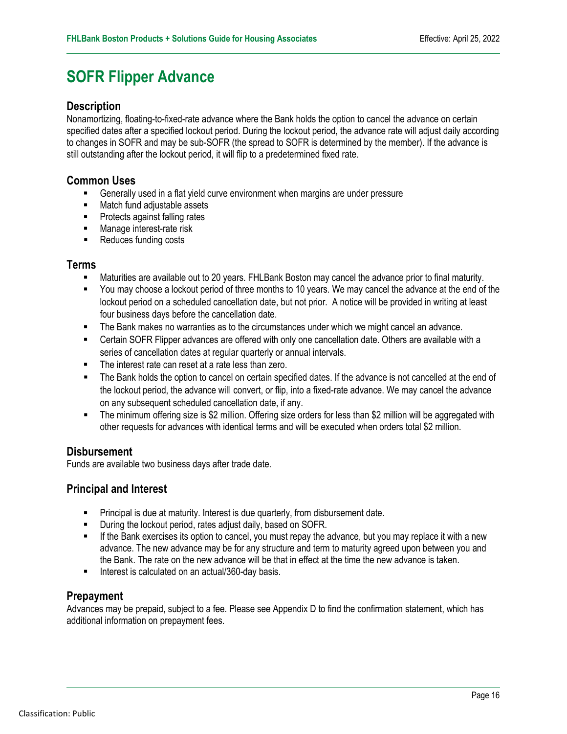# SOFR Flipper Advance

## Description

Nonamortizing, floating-to-fixed-rate advance where the Bank holds the option to cancel the advance on certain specified dates after a specified lockout period. During the lockout period, the advance rate will adjust daily according to changes in SOFR and may be sub-SOFR (the spread to SOFR is determined by the member). If the advance is still outstanding after the lockout period, it will flip to a predetermined fixed rate.

## Common Uses

- Generally used in a flat yield curve environment when margins are under pressure
- Match fund adjustable assets
- Protects against falling rates
- Manage interest-rate risk
- Reduces funding costs

## Terms

- Maturities are available out to 20 years. FHLBank Boston may cancel the advance prior to final maturity.
- You may choose a lockout period of three months to 10 years. We may cancel the advance at the end of the lockout period on a scheduled cancellation date, but not prior. A notice will be provided in writing at least four business days before the cancellation date.
- The Bank makes no warranties as to the circumstances under which we might cancel an advance.
- Certain SOFR Flipper advances are offered with only one cancellation date. Others are available with a series of cancellation dates at regular quarterly or annual intervals.
- The interest rate can reset at a rate less than zero.
- The Bank holds the option to cancel on certain specified dates. If the advance is not cancelled at the end of the lockout period, the advance will convert, or flip, into a fixed-rate advance. We may cancel the advance on any subsequent scheduled cancellation date, if any.
- The minimum offering size is $2 million. Offering size orders for less than $2 million will be aggregated with other requests for advances with identical terms and will be executed when orders total $2 million.

## Disbursement

Funds are available two business days after trade date.

## Principal and Interest

- Principal is due at maturity. Interest is due quarterly, from disbursement date.
- During the lockout period, rates adjust daily, based on SOFR.
- If the Bank exercises its option to cancel, you must repay the advance, but you may replace it with a new advance. The new advance may be for any structure and term to maturity agreed upon between you and the Bank. The rate on the new advance will be that in effect at the time the new advance is taken.
- Interest is calculated on an actual/360-day basis.

## Prepayment

Advances may be prepaid, subject to a fee. Please see Appendix D to find the confirmation statement, which has additional information on prepayment fees.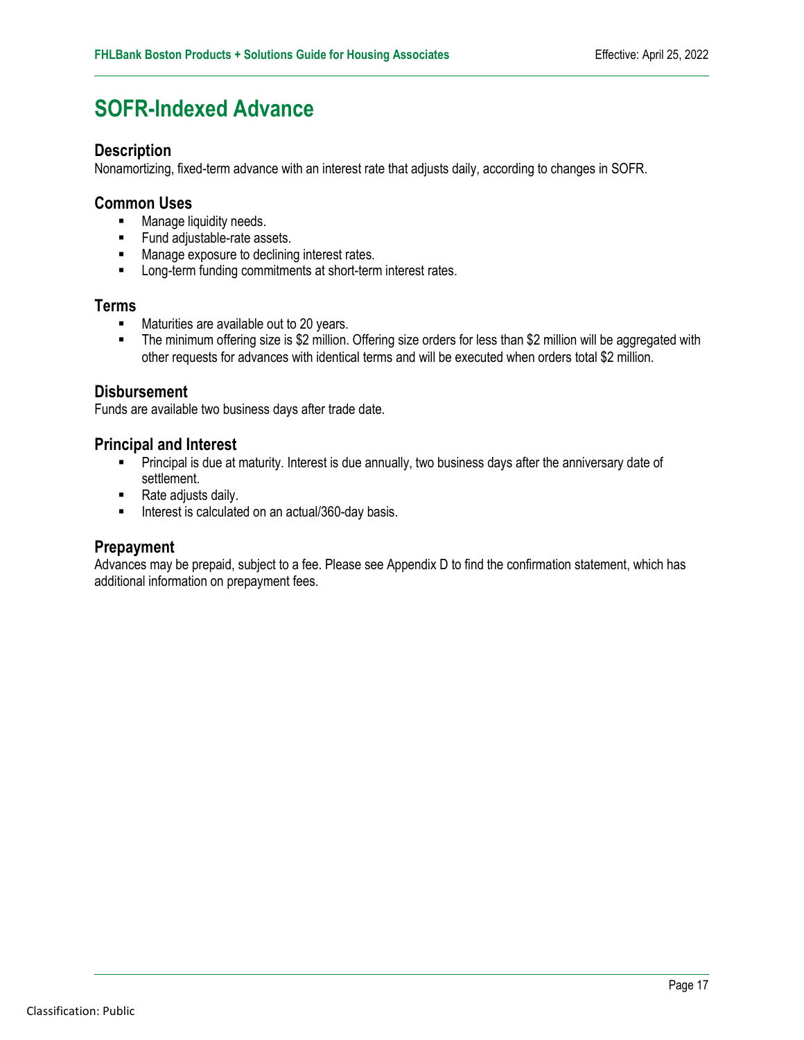# SOFR-Indexed Advance

## Description

Nonamortizing, fixed-term advance with an interest rate that adjusts daily, according to changes in SOFR.

## Common Uses

- Manage liquidity needs.
- Fund adjustable-rate assets.
- Manage exposure to declining interest rates.
- Long-term funding commitments at short-term interest rates.

## Terms

- Maturities are available out to 20 years.
- The minimum offering size is $2 million. Offering size orders for less than $2 million will be aggregated with other requests for advances with identical terms and will be executed when orders total $2 million.

## Disbursement

Funds are available two business days after trade date.

## Principal and Interest

- Principal is due at maturity. Interest is due annually, two business days after the anniversary date of settlement.
- Rate adjusts daily.
- Interest is calculated on an actual/360-day basis.

## Prepayment

Advances may be prepaid, subject to a fee. Please see Appendix D to find the confirmation statement, which has additional information on prepayment fees.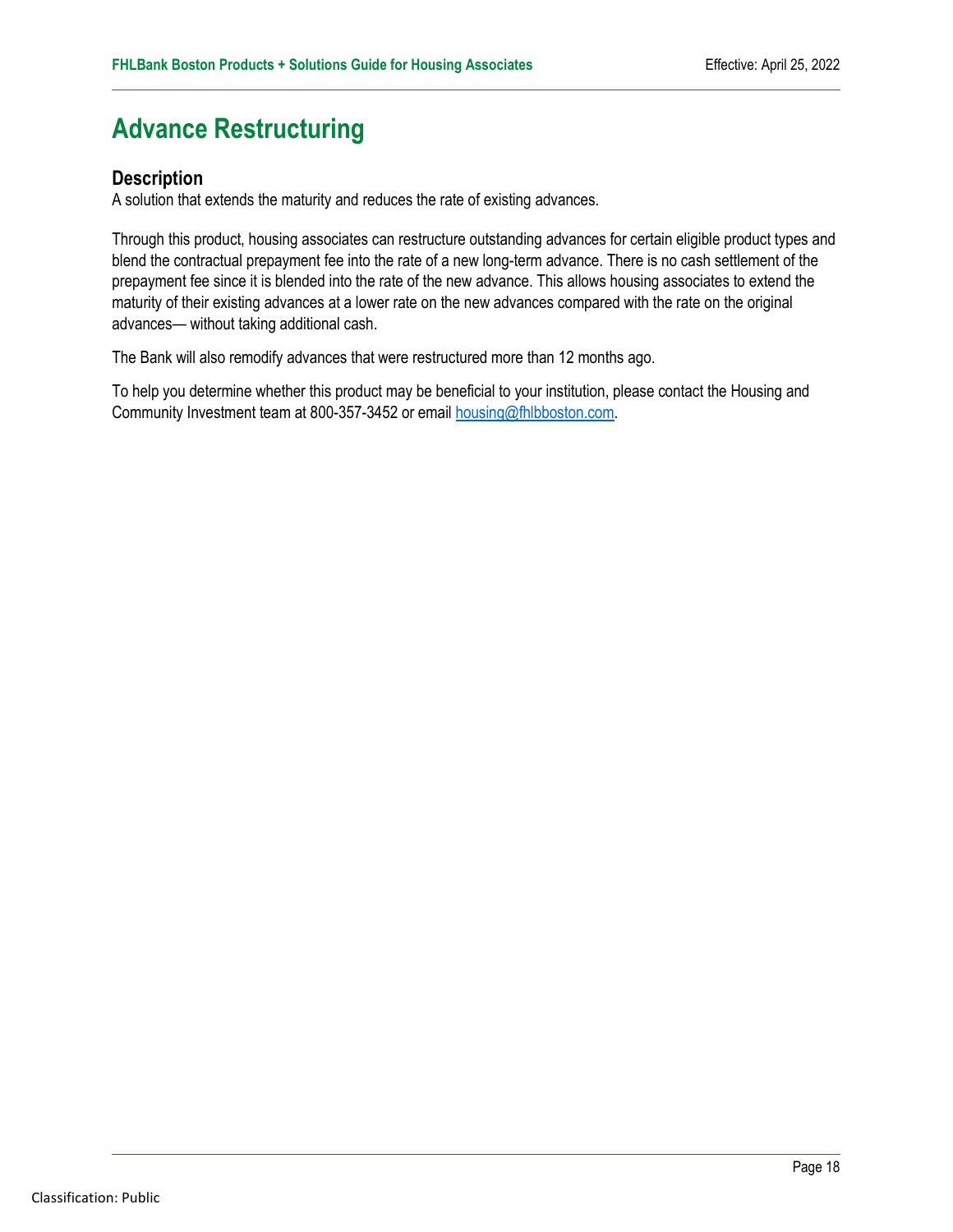# Advance Restructuring

## Description

A solution that extends the maturity and reduces the rate of existing advances.

Through this product, housing associates can restructure outstanding advances for certain eligible product types and blend the contractual prepayment fee into the rate of a new long-term advance. There is no cash settlement of the prepayment fee since it is blended into the rate of the new advance. This allows housing associates to extend the maturity of their existing advances at a lower rate on the new advances compared with the rate on the original advances— without taking additional cash.

The Bank will also remodify advances that were restructured more than 12 months ago.

To help you determine whether this product may be beneficial to your institution, please contact the Housing and Community Investment team at 800-357-3452 or email [housing@fhlbboston.com](mailto:housing@fhlbboston.com).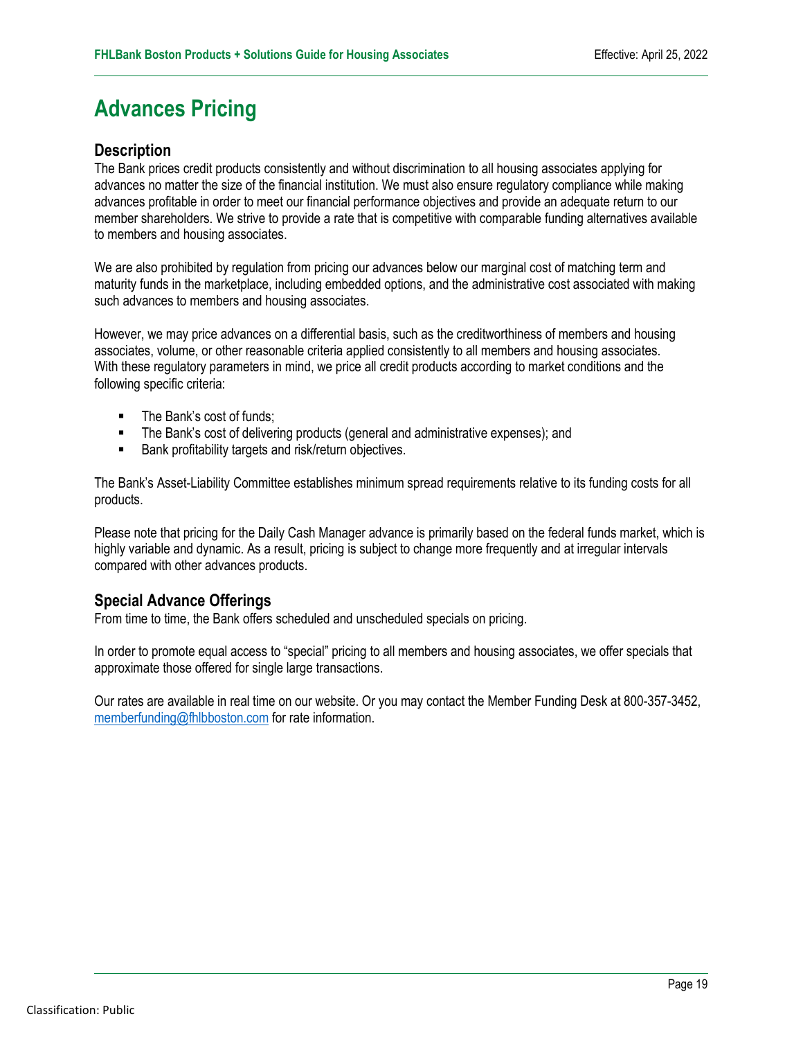# Advances Pricing

## Description

The Bank prices credit products consistently and without discrimination to all housing associates applying for advances no matter the size of the financial institution. We must also ensure regulatory compliance while making advances profitable in order to meet our financial performance objectives and provide an adequate return to our member shareholders. We strive to provide a rate that is competitive with comparable funding alternatives available to members and housing associates.

We are also prohibited by regulation from pricing our advances below our marginal cost of matching term and maturity funds in the marketplace, including embedded options, and the administrative cost associated with making such advances to members and housing associates.

However, we may price advances on a differential basis, such as the creditworthiness of members and housing associates, volume, or other reasonable criteria applied consistently to all members and housing associates. With these regulatory parameters in mind, we price all credit products according to market conditions and the following specific criteria:

- The Bank's cost of funds;
- The Bank's cost of delivering products (general and administrative expenses); and
- Bank profitability targets and risk/return objectives.

The Bank's Asset-Liability Committee establishes minimum spread requirements relative to its funding costs for all products.

Please note that pricing for the Daily Cash Manager advance is primarily based on the federal funds market, which is highly variable and dynamic. As a result, pricing is subject to change more frequently and at irregular intervals compared with other advances products.

## Special Advance Offerings

From time to time, the Bank offers scheduled and unscheduled specials on pricing.

In order to promote equal access to "special" pricing to all members and housing associates, we offer specials that approximate those offered for single large transactions.

Our rates are available in real time on our website. Or you may contact the Member Funding Desk at 800-357-3452, memberfunding@fhlbboston.com for rate information.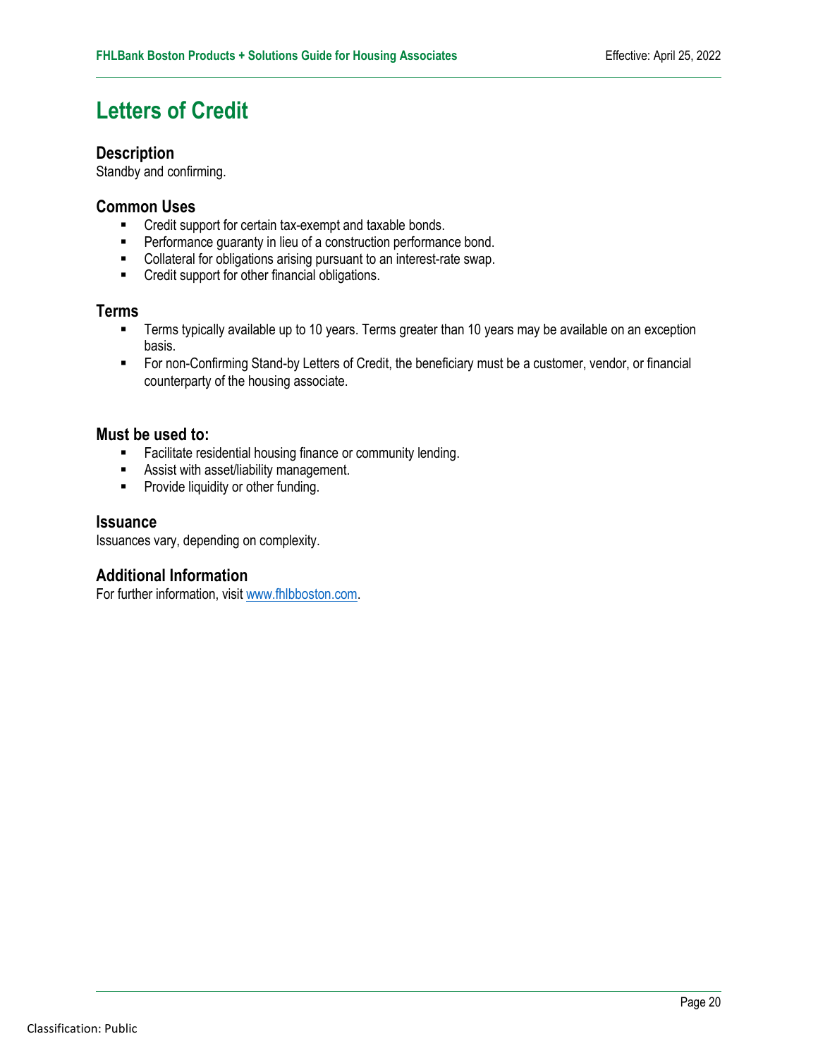# Letters of Credit

## Description

Standby and confirming.

## Common Uses

- Credit support for certain tax-exempt and taxable bonds.
- Performance guaranty in lieu of a construction performance bond.
- Collateral for obligations arising pursuant to an interest-rate swap.
- Credit support for other financial obligations.

## Terms

- Terms typically available up to 10 years. Terms greater than 10 years may be available on an exception basis.
- For non-Confirming Stand-by Letters of Credit, the beneficiary must be a customer, vendor, or financial counterparty of the housing associate.

## Must be used to:

- Facilitate residential housing finance or community lending.
- Assist with asset/liability management.
- Provide liquidity or other funding.

## Issuance

Issuances vary, depending on complexity.

## Additional Information

For further information, visit [www.fhlbboston.com](http://www.fhlbboston.com).

Classification: Public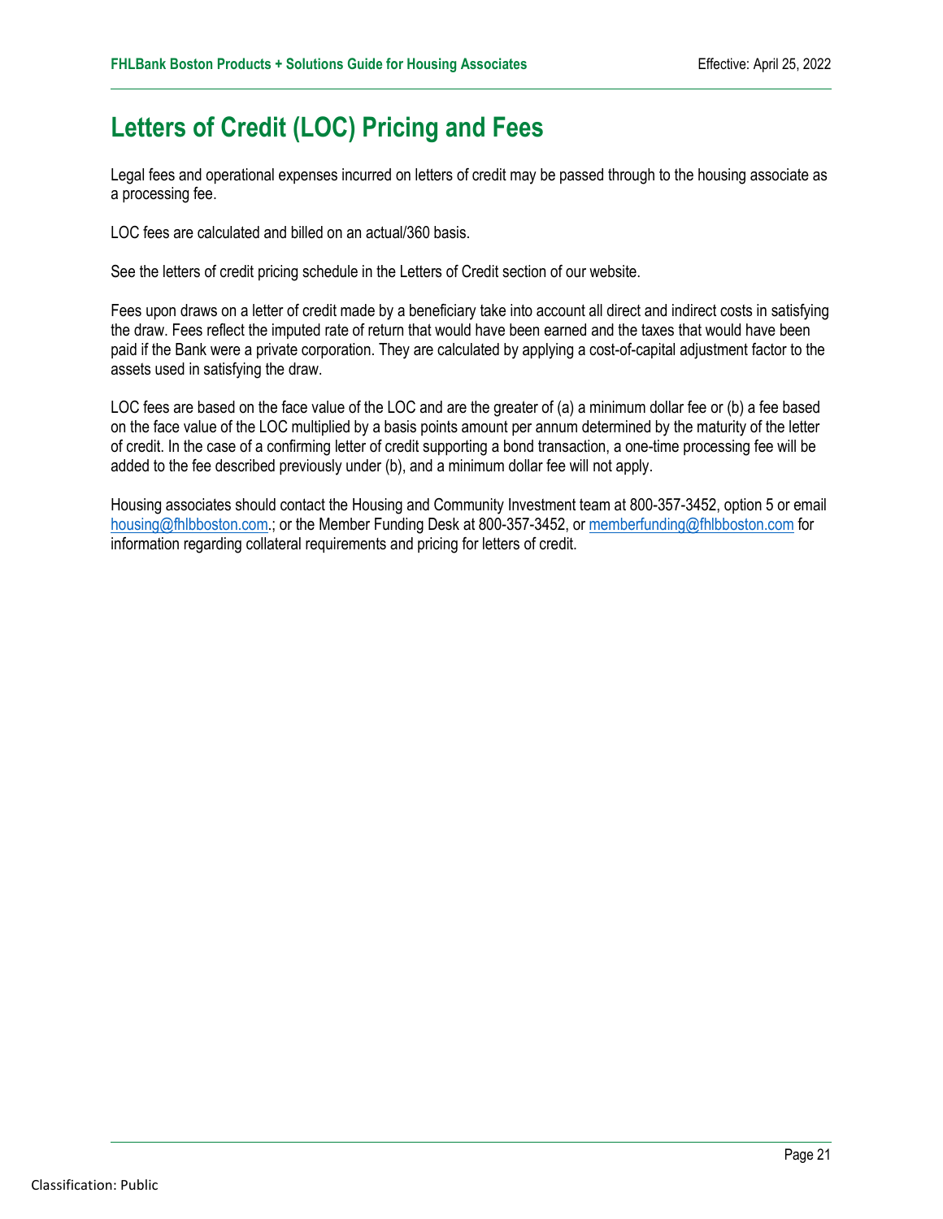# Letters of Credit (LOC) Pricing and Fees

Legal fees and operational expenses incurred on letters of credit may be passed through to the housing associate as a processing fee.

LOC fees are calculated and billed on an actual/360 basis.

See the letters of credit pricing schedule in the Letters of Credit section of our website.

Fees upon draws on a letter of credit made by a beneficiary take into account all direct and indirect costs in satisfying the draw. Fees reflect the imputed rate of return that would have been earned and the taxes that would have been paid if the Bank were a private corporation. They are calculated by applying a cost-of-capital adjustment factor to the assets used in satisfying the draw.

LOC fees are based on the face value of the LOC and are the greater of (a) a minimum dollar fee or (b) a fee based on the face value of the LOC multiplied by a basis points amount per annum determined by the maturity of the letter of credit. In the case of a confirming letter of credit supporting a bond transaction, a one-time processing fee will be added to the fee described previously under (b), and a minimum dollar fee will not apply.

Housing associates should contact the Housing and Community Investment team at 800-357-3452, option 5 or email [housing@fhlbboston.com](mailto:housing@fhlbboston.com).; or the Member Funding Desk at 800-357-3452, or [memberfunding@fhlbboston.com](mailto:memberfunding@fhlbboston.com) for information regarding collateral requirements and pricing for letters of credit.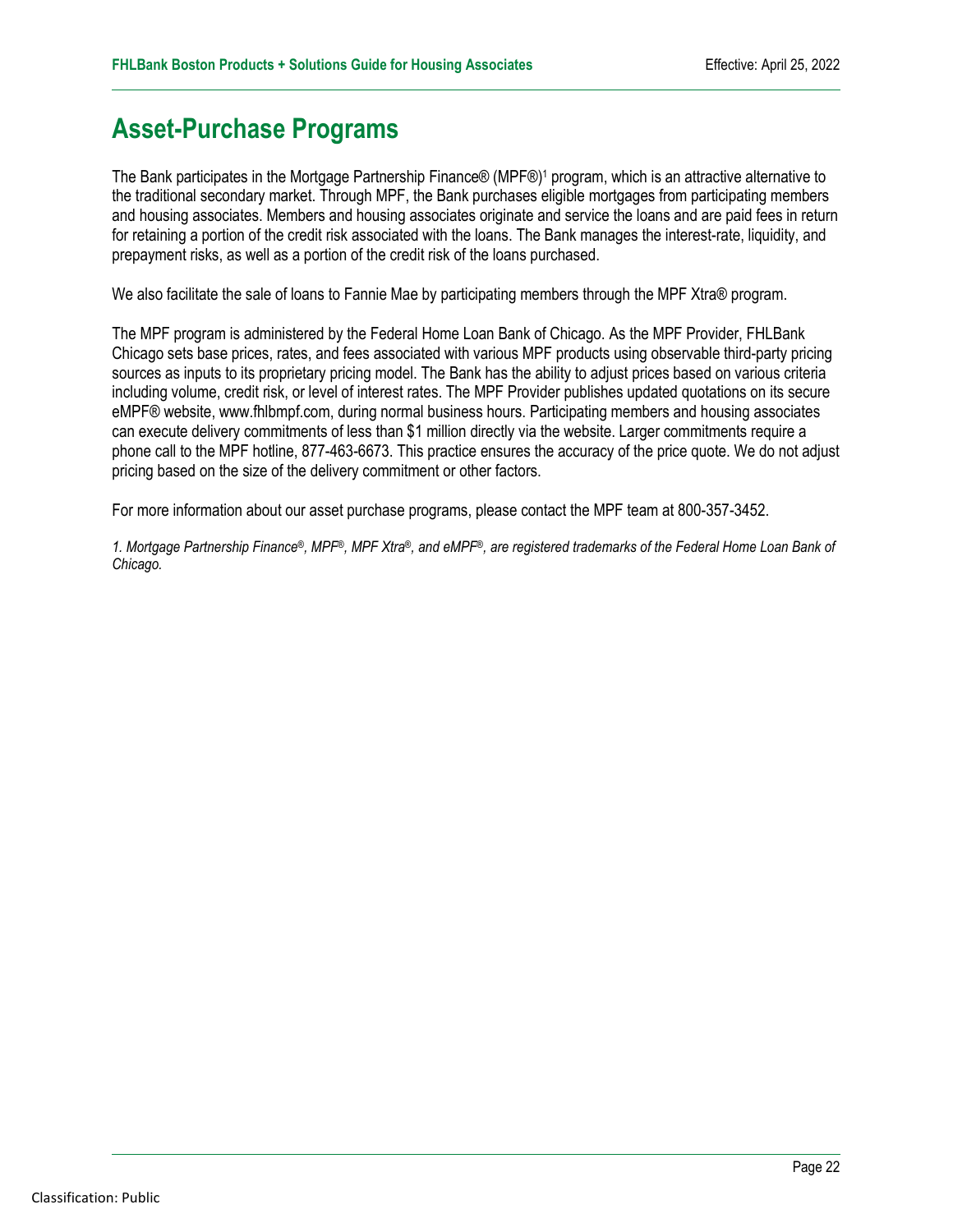# Asset-Purchase Programs

The Bank participates in the Mortgage Partnership Finance® (MPF®)[1] program, which is an attractive alternative to the traditional secondary market. Through MPF, the Bank purchases eligible mortgages from participating members and housing associates. Members and housing associates originate and service the loans and are paid fees in return for retaining a portion of the credit risk associated with the loans. The Bank manages the interest-rate, liquidity, and prepayment risks, as well as a portion of the credit risk of the loans purchased.

We also facilitate the sale of loans to Fannie Mae by participating members through the MPF Xtra® program.

The MPF program is administered by the Federal Home Loan Bank of Chicago. As the MPF Provider, FHLBank Chicago sets base prices, rates, and fees associated with various MPF products using observable third-party pricing sources as inputs to its proprietary pricing model. The Bank has the ability to adjust prices based on various criteria including volume, credit risk, or level of interest rates. The MPF Provider publishes updated quotations on its secure eMPF® website, www.fhlbmpf.com, during normal business hours. Participating members and housing associates can execute delivery commitments of less than $1 million directly via the website. Larger commitments require a phone call to the MPF hotline, 877-463-6673. This practice ensures the accuracy of the price quote. We do not adjust pricing based on the size of the delivery commitment or other factors.

For more information about our asset purchase programs, please contact the MPF team at 800-357-3452.

*1. Mortgage Partnership Finance®, MPF®, MPF Xtra®, and eMPF®, are registered trademarks of the Federal Home Loan Bank of Chicago.*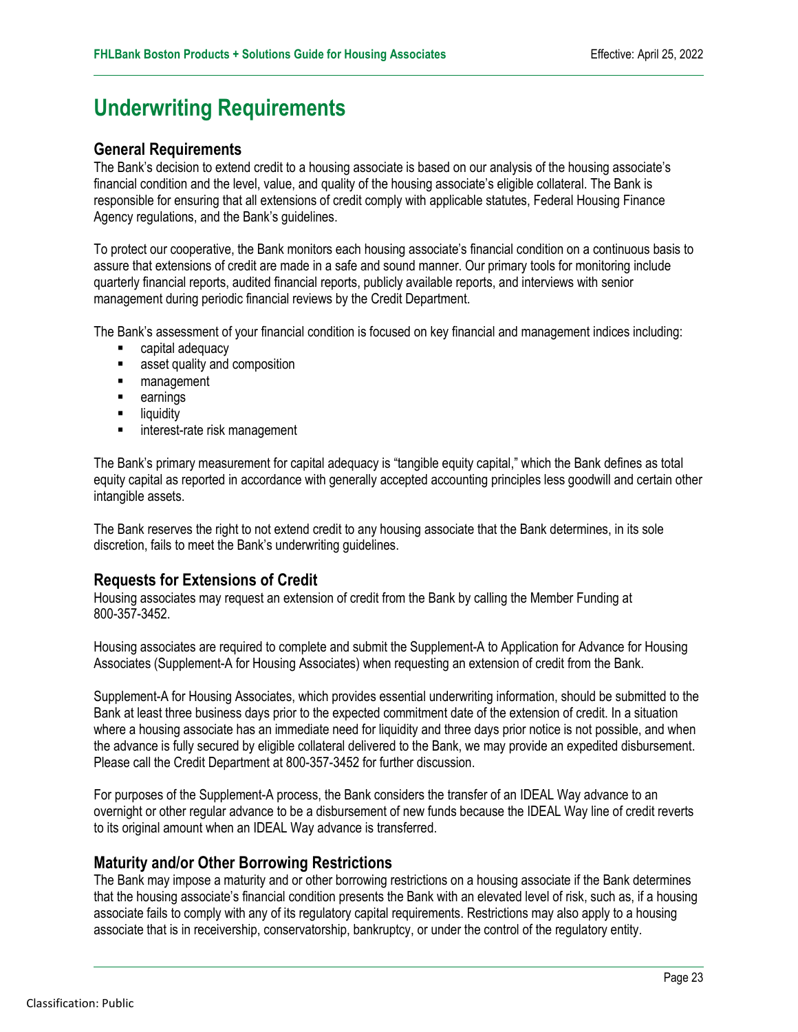# Underwriting Requirements

## General Requirements

The Bank's decision to extend credit to a housing associate is based on our analysis of the housing associate's financial condition and the level, value, and quality of the housing associate's eligible collateral. The Bank is responsible for ensuring that all extensions of credit comply with applicable statutes, Federal Housing Finance Agency regulations, and the Bank's guidelines.

To protect our cooperative, the Bank monitors each housing associate's financial condition on a continuous basis to assure that extensions of credit are made in a safe and sound manner. Our primary tools for monitoring include quarterly financial reports, audited financial reports, publicly available reports, and interviews with senior management during periodic financial reviews by the Credit Department.

The Bank's assessment of your financial condition is focused on key financial and management indices including:

- capital adequacy
- asset quality and composition
- management
- earnings
- liquidity
- interest-rate risk management

The Bank's primary measurement for capital adequacy is "tangible equity capital," which the Bank defines as total equity capital as reported in accordance with generally accepted accounting principles less goodwill and certain other intangible assets.

The Bank reserves the right to not extend credit to any housing associate that the Bank determines, in its sole discretion, fails to meet the Bank's underwriting guidelines.

## Requests for Extensions of Credit

Housing associates may request an extension of credit from the Bank by calling the Member Funding at 800-357-3452.

Housing associates are required to complete and submit the Supplement-A to Application for Advance for Housing Associates (Supplement-A for Housing Associates) when requesting an extension of credit from the Bank.

Supplement-A for Housing Associates, which provides essential underwriting information, should be submitted to the Bank at least three business days prior to the expected commitment date of the extension of credit. In a situation where a housing associate has an immediate need for liquidity and three days prior notice is not possible, and when the advance is fully secured by eligible collateral delivered to the Bank, we may provide an expedited disbursement. Please call the Credit Department at 800-357-3452 for further discussion.

For purposes of the Supplement-A process, the Bank considers the transfer of an IDEAL Way advance to an overnight or other regular advance to be a disbursement of new funds because the IDEAL Way line of credit reverts to its original amount when an IDEAL Way advance is transferred.

## Maturity and/or Other Borrowing Restrictions

The Bank may impose a maturity and or other borrowing restrictions on a housing associate if the Bank determines that the housing associate's financial condition presents the Bank with an elevated level of risk, such as, if a housing associate fails to comply with any of its regulatory capital requirements. Restrictions may also apply to a housing associate that is in receivership, conservatorship, bankruptcy, or under the control of the regulatory entity.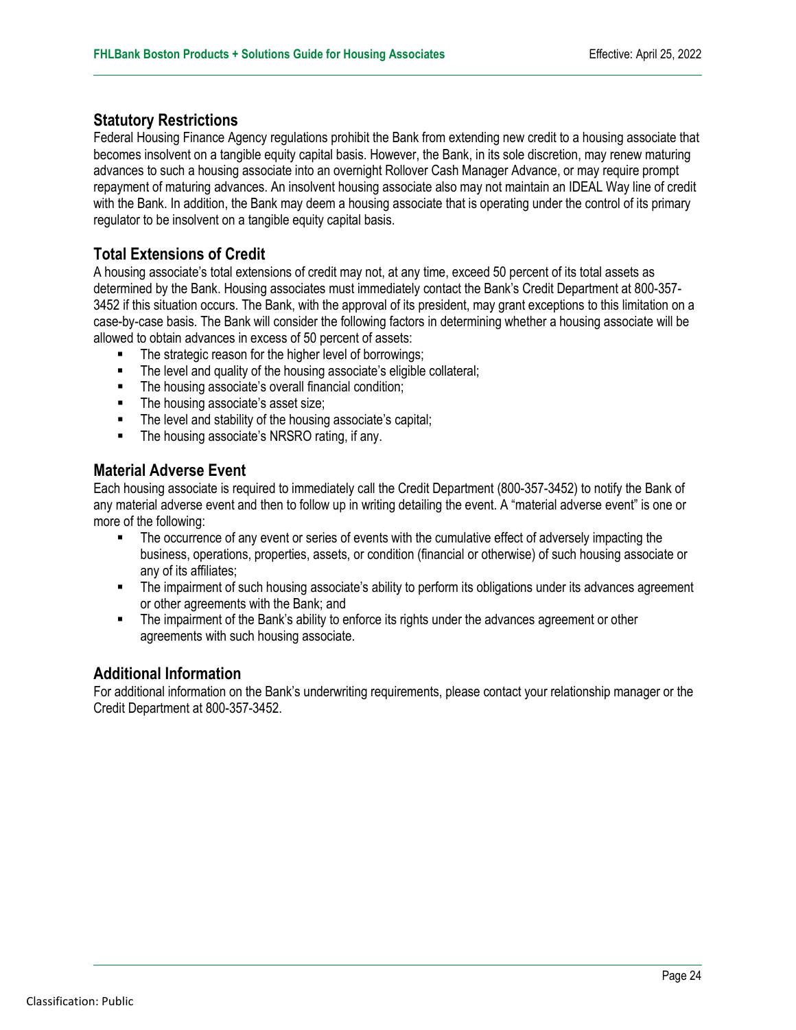## Statutory Restrictions

Federal Housing Finance Agency regulations prohibit the Bank from extending new credit to a housing associate that becomes insolvent on a tangible equity capital basis. However, the Bank, in its sole discretion, may renew maturing advances to such a housing associate into an overnight Rollover Cash Manager Advance, or may require prompt repayment of maturing advances. An insolvent housing associate also may not maintain an IDEAL Way line of credit with the Bank. In addition, the Bank may deem a housing associate that is operating under the control of its primary regulator to be insolvent on a tangible equity capital basis.

## Total Extensions of Credit

A housing associate's total extensions of credit may not, at any time, exceed 50 percent of its total assets as determined by the Bank. Housing associates must immediately contact the Bank's Credit Department at 800-357-3452 if this situation occurs. The Bank, with the approval of its president, may grant exceptions to this limitation on a case-by-case basis. The Bank will consider the following factors in determining whether a housing associate will be allowed to obtain advances in excess of 50 percent of assets:

- The strategic reason for the higher level of borrowings;
- The level and quality of the housing associate's eligible collateral;
- The housing associate's overall financial condition;
- The housing associate's asset size;
- The level and stability of the housing associate's capital;
- The housing associate's NRSRO rating, if any.

## Material Adverse Event

Each housing associate is required to immediately call the Credit Department (800-357-3452) to notify the Bank of any material adverse event and then to follow up in writing detailing the event. A "material adverse event" is one or more of the following:

- The occurrence of any event or series of events with the cumulative effect of adversely impacting the business, operations, properties, assets, or condition (financial or otherwise) of such housing associate or any of its affiliates;
- The impairment of such housing associate's ability to perform its obligations under its advances agreement or other agreements with the Bank; and
- The impairment of the Bank's ability to enforce its rights under the advances agreement or other agreements with such housing associate.

## Additional Information

For additional information on the Bank's underwriting requirements, please contact your relationship manager or the Credit Department at 800-357-3452.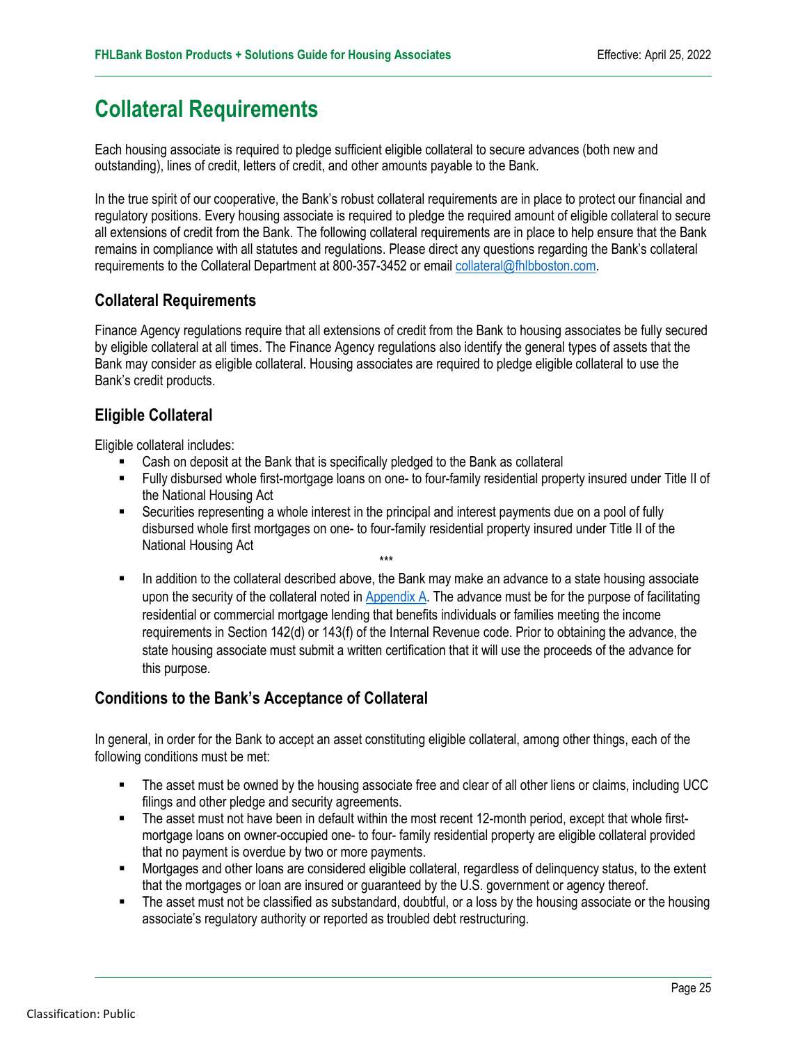# Collateral Requirements

Each housing associate is required to pledge sufficient eligible collateral to secure advances (both new and outstanding), lines of credit, letters of credit, and other amounts payable to the Bank.

In the true spirit of our cooperative, the Bank's robust collateral requirements are in place to protect our financial and regulatory positions. Every housing associate is required to pledge the required amount of eligible collateral to secure all extensions of credit from the Bank. The following collateral requirements are in place to help ensure that the Bank remains in compliance with all statutes and regulations. Please direct any questions regarding the Bank's collateral requirements to the Collateral Department at 800-357-3452 or email collateral@fhlbboston.com.

## Collateral Requirements

Finance Agency regulations require that all extensions of credit from the Bank to housing associates be fully secured by eligible collateral at all times. The Finance Agency regulations also identify the general types of assets that the Bank may consider as eligible collateral. Housing associates are required to pledge eligible collateral to use the Bank's credit products.

## Eligible Collateral

Eligible collateral includes:

- Cash on deposit at the Bank that is specifically pledged to the Bank as collateral
- Fully disbursed whole first-mortgage loans on one- to four-family residential property insured under Title II of the National Housing Act
- Securities representing a whole interest in the principal and interest payments due on a pool of fully disbursed whole first mortgages on one- to four-family residential property insured under Title II of the National Housing Act

***

- In addition to the collateral described above, the Bank may make an advance to a state housing associate upon the security of the collateral noted in Appendix A. The advance must be for the purpose of facilitating residential or commercial mortgage lending that benefits individuals or families meeting the income requirements in Section 142(d) or 143(f) of the Internal Revenue code. Prior to obtaining the advance, the state housing associate must submit a written certification that it will use the proceeds of the advance for this purpose.

## Conditions to the Bank's Acceptance of Collateral

In general, in order for the Bank to accept an asset constituting eligible collateral, among other things, each of the following conditions must be met:

- The asset must be owned by the housing associate free and clear of all other liens or claims, including UCC filings and other pledge and security agreements.
- The asset must not have been in default within the most recent 12-month period, except that whole first-mortgage loans on owner-occupied one- to four- family residential property are eligible collateral provided that no payment is overdue by two or more payments.
- Mortgages and other loans are considered eligible collateral, regardless of delinquency status, to the extent that the mortgages or loan are insured or guaranteed by the U.S. government or agency thereof.
- The asset must not be classified as substandard, doubtful, or a loss by the housing associate or the housing associate's regulatory authority or reported as troubled debt restructuring.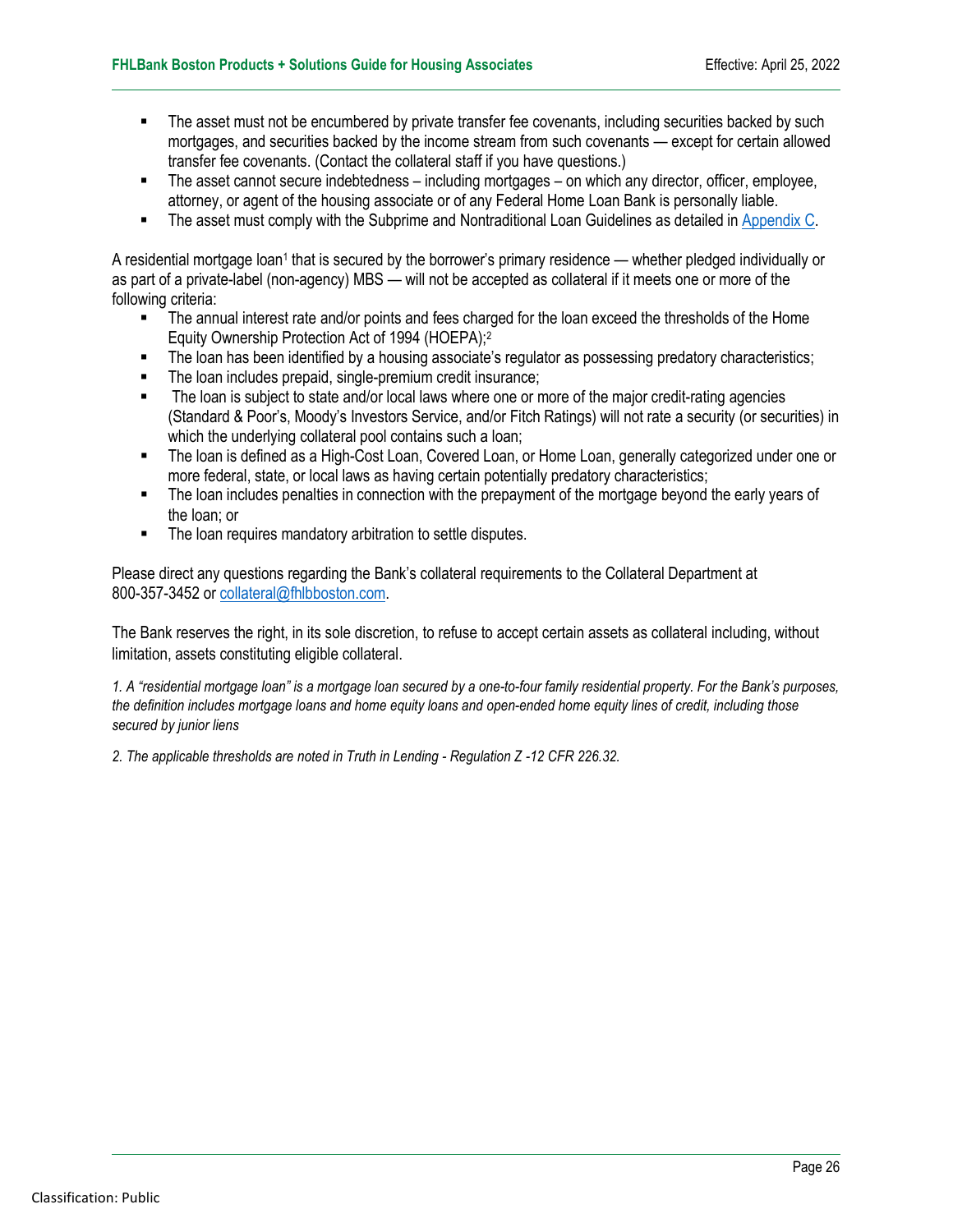- The asset must not be encumbered by private transfer fee covenants, including securities backed by such mortgages, and securities backed by the income stream from such covenants — except for certain allowed transfer fee covenants. (Contact the collateral staff if you have questions.)
- The asset cannot secure indebtedness – including mortgages – on which any director, officer, employee, attorney, or agent of the housing associate or of any Federal Home Loan Bank is personally liable.
- The asset must comply with the Subprime and Nontraditional Loan Guidelines as detailed in Appendix C.

A residential mortgage loan[1] that is secured by the borrower's primary residence — whether pledged individually or as part of a private-label (non-agency) MBS — will not be accepted as collateral if it meets one or more of the following criteria:

- The annual interest rate and/or points and fees charged for the loan exceed the thresholds of the Home Equity Ownership Protection Act of 1994 (HOEPA);[2]
- The loan has been identified by a housing associate's regulator as possessing predatory characteristics;
- The loan includes prepaid, single-premium credit insurance;
- The loan is subject to state and/or local laws where one or more of the major credit-rating agencies (Standard & Poor's, Moody's Investors Service, and/or Fitch Ratings) will not rate a security (or securities) in which the underlying collateral pool contains such a loan;
- The loan is defined as a High-Cost Loan, Covered Loan, or Home Loan, generally categorized under one or more federal, state, or local laws as having certain potentially predatory characteristics;
- The loan includes penalties in connection with the prepayment of the mortgage beyond the early years of the loan; or
- The loan requires mandatory arbitration to settle disputes.

Please direct any questions regarding the Bank's collateral requirements to the Collateral Department at 800-357-3452 or collateral@fhlbboston.com.

The Bank reserves the right, in its sole discretion, to refuse to accept certain assets as collateral including, without limitation, assets constituting eligible collateral.

*1. A "residential mortgage loan" is a mortgage loan secured by a one-to-four family residential property. For the Bank's purposes, the definition includes mortgage loans and home equity loans and open-ended home equity lines of credit, including those secured by junior liens*

*2. The applicable thresholds are noted in Truth in Lending - Regulation Z -12 CFR 226.32.*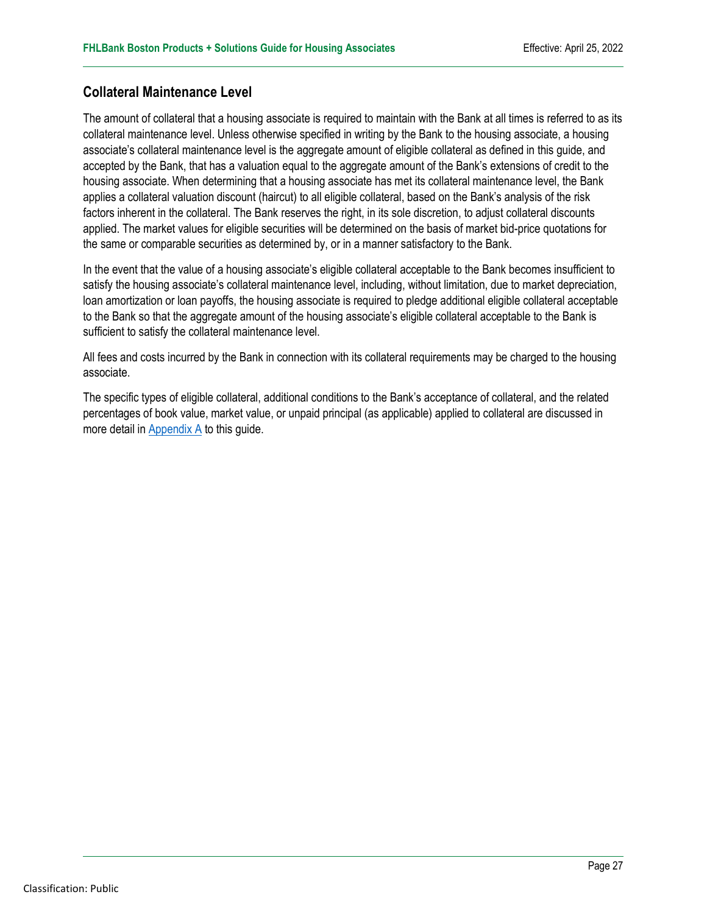## Collateral Maintenance Level

The amount of collateral that a housing associate is required to maintain with the Bank at all times is referred to as its collateral maintenance level. Unless otherwise specified in writing by the Bank to the housing associate, a housing associate's collateral maintenance level is the aggregate amount of eligible collateral as defined in this guide, and accepted by the Bank, that has a valuation equal to the aggregate amount of the Bank's extensions of credit to the housing associate. When determining that a housing associate has met its collateral maintenance level, the Bank applies a collateral valuation discount (haircut) to all eligible collateral, based on the Bank's analysis of the risk factors inherent in the collateral. The Bank reserves the right, in its sole discretion, to adjust collateral discounts applied. The market values for eligible securities will be determined on the basis of market bid-price quotations for the same or comparable securities as determined by, or in a manner satisfactory to the Bank.

In the event that the value of a housing associate's eligible collateral acceptable to the Bank becomes insufficient to satisfy the housing associate's collateral maintenance level, including, without limitation, due to market depreciation, loan amortization or loan payoffs, the housing associate is required to pledge additional eligible collateral acceptable to the Bank so that the aggregate amount of the housing associate's eligible collateral acceptable to the Bank is sufficient to satisfy the collateral maintenance level.

All fees and costs incurred by the Bank in connection with its collateral requirements may be charged to the housing associate.

The specific types of eligible collateral, additional conditions to the Bank's acceptance of collateral, and the related percentages of book value, market value, or unpaid principal (as applicable) applied to collateral are discussed in more detail in Appendix A to this guide.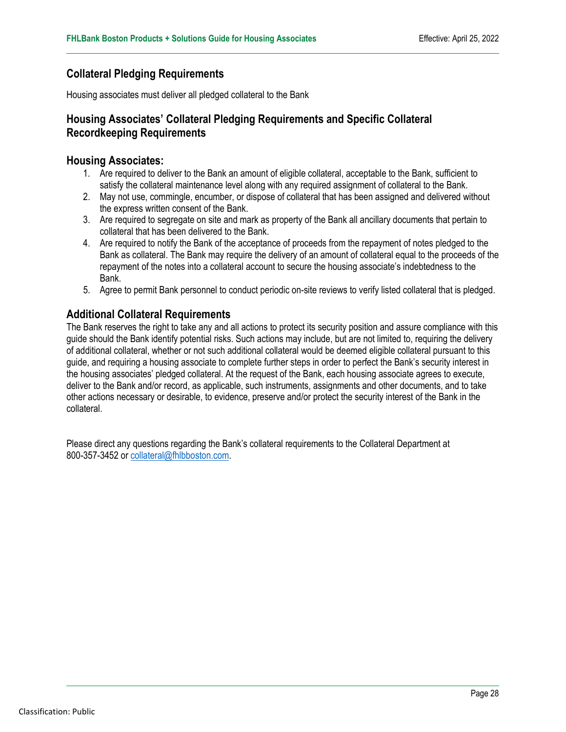## Collateral Pledging Requirements

Housing associates must deliver all pledged collateral to the Bank

## Housing Associates' Collateral Pledging Requirements and Specific Collateral Recordkeeping Requirements

### Housing Associates:

1. Are required to deliver to the Bank an amount of eligible collateral, acceptable to the Bank, sufficient to satisfy the collateral maintenance level along with any required assignment of collateral to the Bank.
2. May not use, commingle, encumber, or dispose of collateral that has been assigned and delivered without the express written consent of the Bank.
3. Are required to segregate on site and mark as property of the Bank all ancillary documents that pertain to collateral that has been delivered to the Bank.
4. Are required to notify the Bank of the acceptance of proceeds from the repayment of notes pledged to the Bank as collateral. The Bank may require the delivery of an amount of collateral equal to the proceeds of the repayment of the notes into a collateral account to secure the housing associate's indebtedness to the Bank.
5. Agree to permit Bank personnel to conduct periodic on-site reviews to verify listed collateral that is pledged.

### Additional Collateral Requirements

The Bank reserves the right to take any and all actions to protect its security position and assure compliance with this guide should the Bank identify potential risks. Such actions may include, but are not limited to, requiring the delivery of additional collateral, whether or not such additional collateral would be deemed eligible collateral pursuant to this guide, and requiring a housing associate to complete further steps in order to perfect the Bank's security interest in the housing associates' pledged collateral. At the request of the Bank, each housing associate agrees to execute, deliver to the Bank and/or record, as applicable, such instruments, assignments and other documents, and to take other actions necessary or desirable, to evidence, preserve and/or protect the security interest of the Bank in the collateral.

Please direct any questions regarding the Bank's collateral requirements to the Collateral Department at 800-357-3452 or collateral@fhlbboston.com.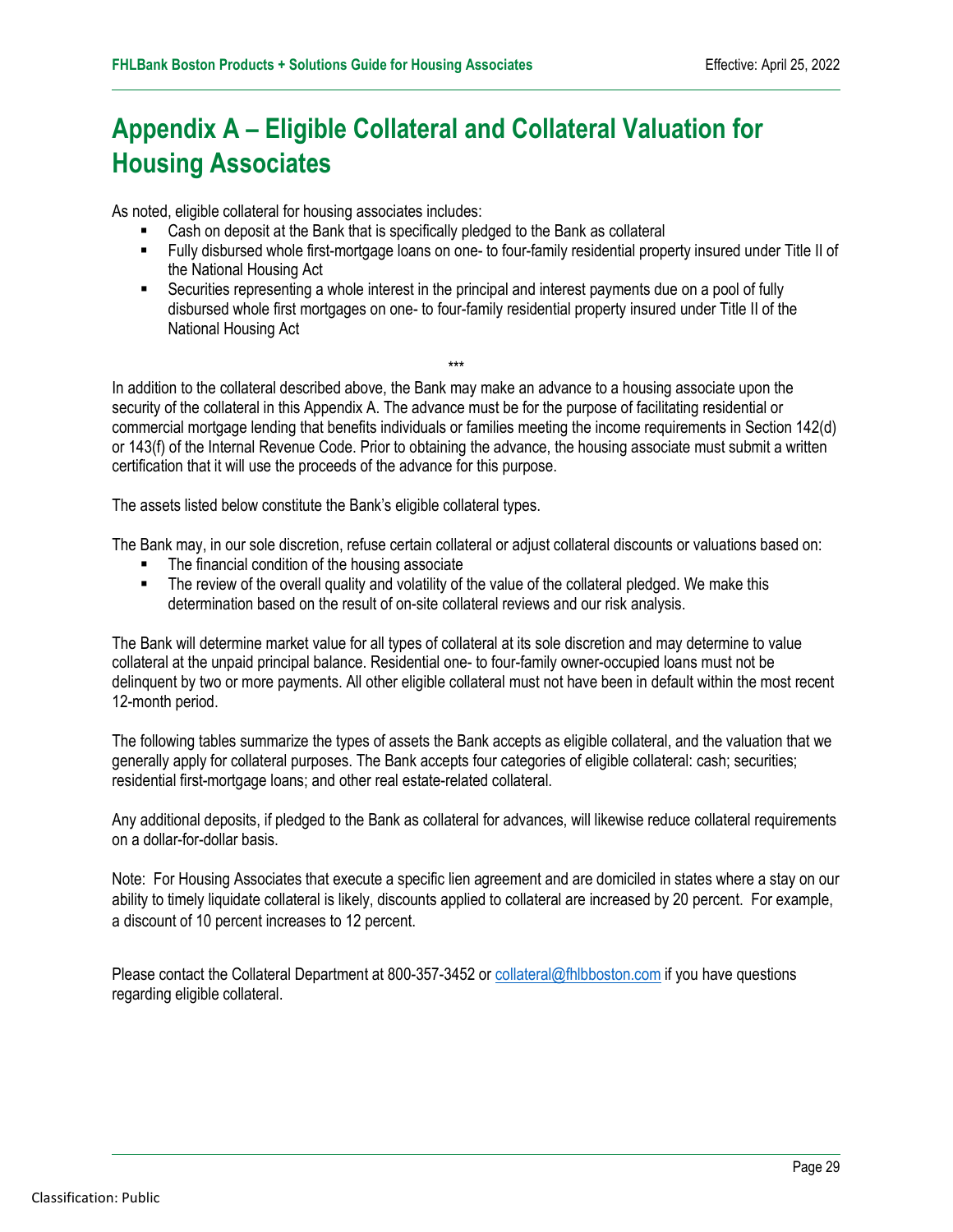# Appendix A – Eligible Collateral and Collateral Valuation for Housing Associates

As noted, eligible collateral for housing associates includes:

- Cash on deposit at the Bank that is specifically pledged to the Bank as collateral
- Fully disbursed whole first-mortgage loans on one- to four-family residential property insured under Title II of the National Housing Act
- Securities representing a whole interest in the principal and interest payments due on a pool of fully disbursed whole first mortgages on one- to four-family residential property insured under Title II of the National Housing Act

***

In addition to the collateral described above, the Bank may make an advance to a housing associate upon the security of the collateral in this Appendix A. The advance must be for the purpose of facilitating residential or commercial mortgage lending that benefits individuals or families meeting the income requirements in Section 142(d) or 143(f) of the Internal Revenue Code. Prior to obtaining the advance, the housing associate must submit a written certification that it will use the proceeds of the advance for this purpose.

The assets listed below constitute the Bank's eligible collateral types.

The Bank may, in our sole discretion, refuse certain collateral or adjust collateral discounts or valuations based on:

- The financial condition of the housing associate
- The review of the overall quality and volatility of the value of the collateral pledged. We make this determination based on the result of on-site collateral reviews and our risk analysis.

The Bank will determine market value for all types of collateral at its sole discretion and may determine to value collateral at the unpaid principal balance. Residential one- to four-family owner-occupied loans must not be delinquent by two or more payments. All other eligible collateral must not have been in default within the most recent 12-month period.

The following tables summarize the types of assets the Bank accepts as eligible collateral, and the valuation that we generally apply for collateral purposes. The Bank accepts four categories of eligible collateral: cash; securities; residential first-mortgage loans; and other real estate-related collateral.

Any additional deposits, if pledged to the Bank as collateral for advances, will likewise reduce collateral requirements on a dollar-for-dollar basis.

Note: For Housing Associates that execute a specific lien agreement and are domiciled in states where a stay on our ability to timely liquidate collateral is likely, discounts applied to collateral are increased by 20 percent. For example, a discount of 10 percent increases to 12 percent.

Please contact the Collateral Department at 800-357-3452 or collateral@fhlbboston.com if you have questions regarding eligible collateral.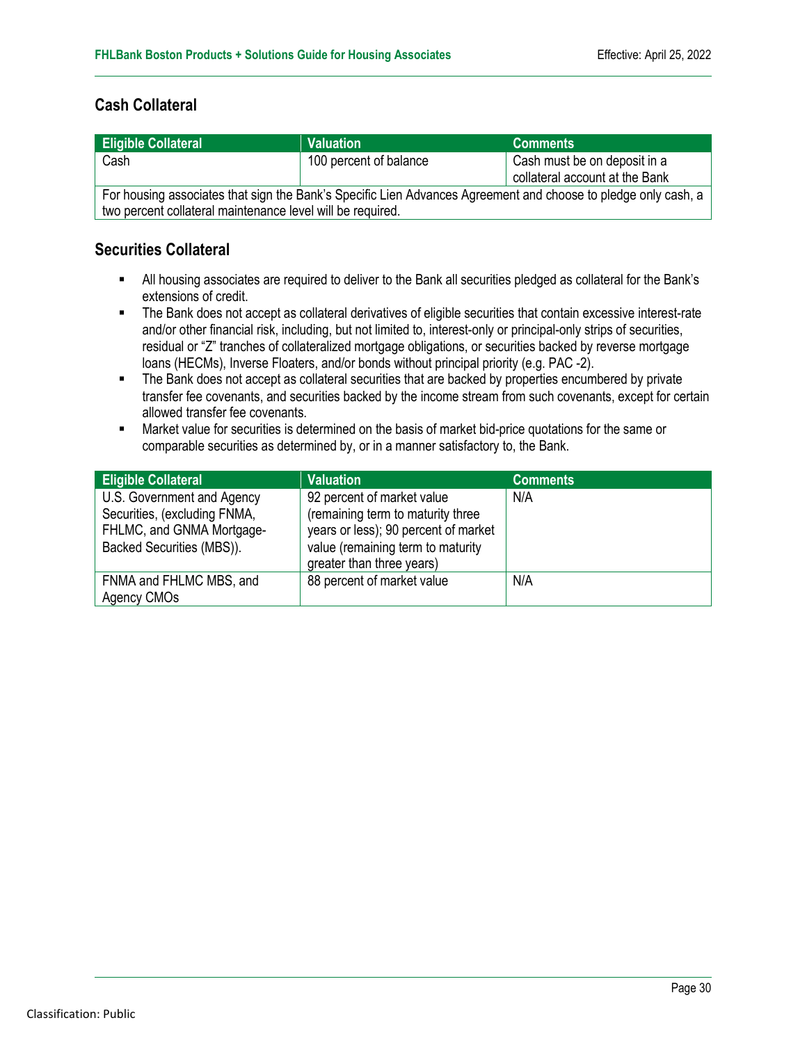## Cash Collateral

| Eligible Collateral | Valuation | Comments |
| --- | --- | --- |
| Cash | 100 percent of balance | Cash must be on deposit in a collateral account at the Bank |
| For housing associates that sign the Bank's Specific Lien Advances Agreement and choose to pledge only cash, a two percent collateral maintenance level will be required. | | |

## Securities Collateral

- All housing associates are required to deliver to the Bank all securities pledged as collateral for the Bank's extensions of credit.
- The Bank does not accept as collateral derivatives of eligible securities that contain excessive interest-rate and/or other financial risk, including, but not limited to, interest-only or principal-only strips of securities, residual or "Z" tranches of collateralized mortgage obligations, or securities backed by reverse mortgage loans (HECMs), Inverse Floaters, and/or bonds without principal priority (e.g. PAC -2).
- The Bank does not accept as collateral securities that are backed by properties encumbered by private transfer fee covenants, and securities backed by the income stream from such covenants, except for certain allowed transfer fee covenants.
- Market value for securities is determined on the basis of market bid-price quotations for the same or comparable securities as determined by, or in a manner satisfactory to, the Bank.

| Eligible Collateral | Valuation | Comments |
| --- | --- | --- |
| U.S. Government and Agency Securities, (excluding FNMA, FHLMC, and GNMA Mortgage-Backed Securities (MBS)). | 92 percent of market value (remaining term to maturity three years or less); 90 percent of market value (remaining term to maturity greater than three years) | N/A |
| FNMA and FHLMC MBS, and Agency CMOs | 88 percent of market value | N/A |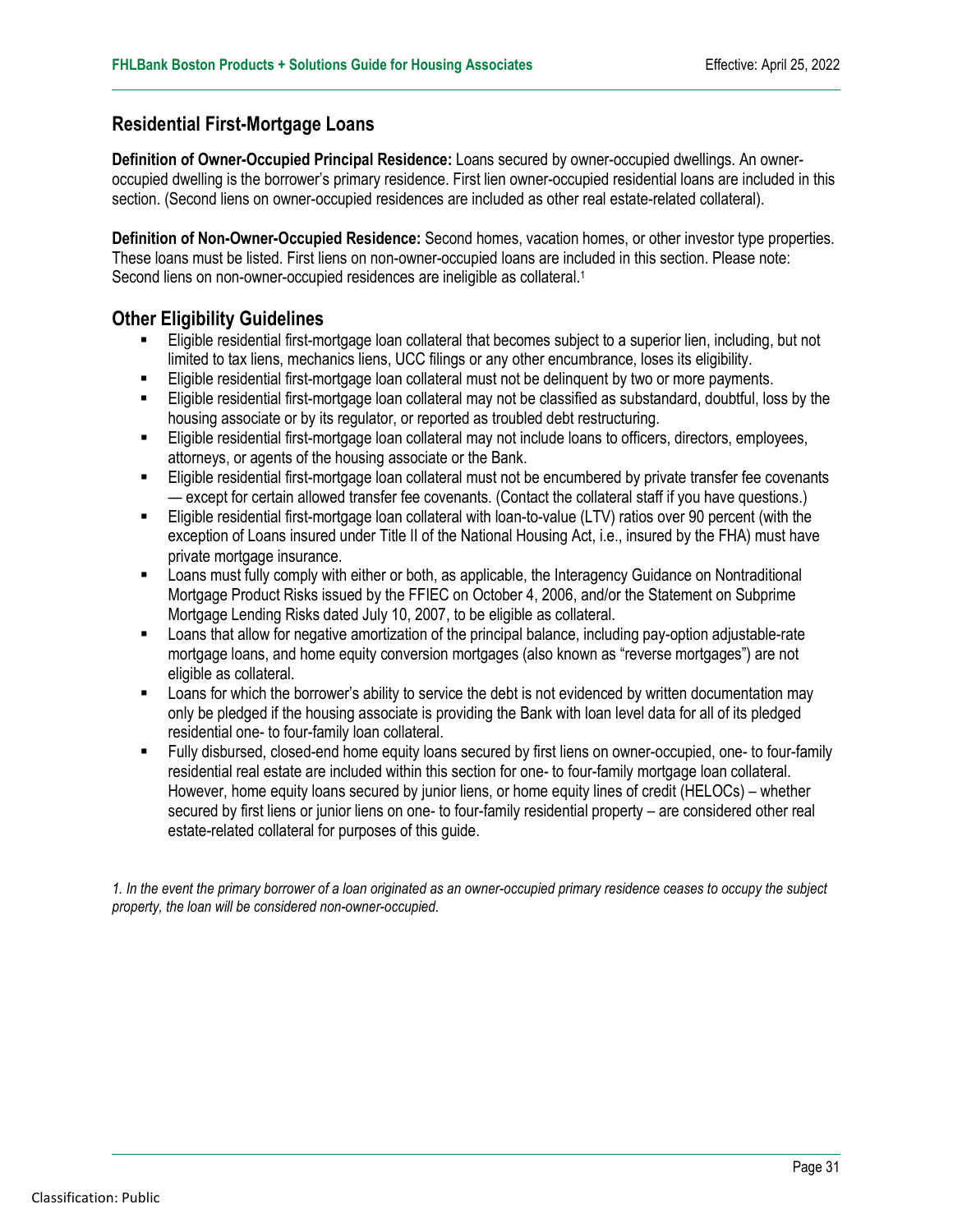## Residential First-Mortgage Loans

**Definition of Owner-Occupied Principal Residence:** Loans secured by owner-occupied dwellings. An owner-occupied dwelling is the borrower's primary residence. First lien owner-occupied residential loans are included in this section. (Second liens on owner-occupied residences are included as other real estate-related collateral).

**Definition of Non-Owner-Occupied Residence:** Second homes, vacation homes, or other investor type properties. These loans must be listed. First liens on non-owner-occupied loans are included in this section. Please note: Second liens on non-owner-occupied residences are ineligible as collateral.[1]

## Other Eligibility Guidelines

- Eligible residential first-mortgage loan collateral that becomes subject to a superior lien, including, but not limited to tax liens, mechanics liens, UCC filings or any other encumbrance, loses its eligibility.
- Eligible residential first-mortgage loan collateral must not be delinquent by two or more payments.
- Eligible residential first-mortgage loan collateral may not be classified as substandard, doubtful, loss by the housing associate or by its regulator, or reported as troubled debt restructuring.
- Eligible residential first-mortgage loan collateral may not include loans to officers, directors, employees, attorneys, or agents of the housing associate or the Bank.
- Eligible residential first-mortgage loan collateral must not be encumbered by private transfer fee covenants — except for certain allowed transfer fee covenants. (Contact the collateral staff if you have questions.)
- Eligible residential first-mortgage loan collateral with loan-to-value (LTV) ratios over 90 percent (with the exception of Loans insured under Title II of the National Housing Act, i.e., insured by the FHA) must have private mortgage insurance.
- Loans must fully comply with either or both, as applicable, the Interagency Guidance on Nontraditional Mortgage Product Risks issued by the FFIEC on October 4, 2006, and/or the Statement on Subprime Mortgage Lending Risks dated July 10, 2007, to be eligible as collateral.
- Loans that allow for negative amortization of the principal balance, including pay-option adjustable-rate mortgage loans, and home equity conversion mortgages (also known as "reverse mortgages") are not eligible as collateral.
- Loans for which the borrower's ability to service the debt is not evidenced by written documentation may only be pledged if the housing associate is providing the Bank with loan level data for all of its pledged residential one- to four-family loan collateral.
- Fully disbursed, closed-end home equity loans secured by first liens on owner-occupied, one- to four-family residential real estate are included within this section for one- to four-family mortgage loan collateral. However, home equity loans secured by junior liens, or home equity lines of credit (HELOCs) – whether secured by first liens or junior liens on one- to four-family residential property – are considered other real estate-related collateral for purposes of this guide.

*1. In the event the primary borrower of a loan originated as an owner-occupied primary residence ceases to occupy the subject property, the loan will be considered non-owner-occupied.*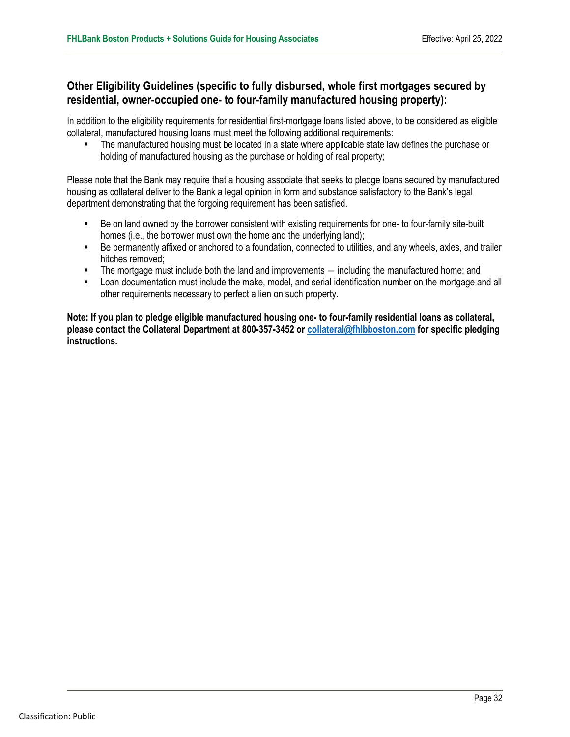## Other Eligibility Guidelines (specific to fully disbursed, whole first mortgages secured by residential, owner-occupied one- to four-family manufactured housing property):

In addition to the eligibility requirements for residential first-mortgage loans listed above, to be considered as eligible collateral, manufactured housing loans must meet the following additional requirements:

- The manufactured housing must be located in a state where applicable state law defines the purchase or holding of manufactured housing as the purchase or holding of real property;

Please note that the Bank may require that a housing associate that seeks to pledge loans secured by manufactured housing as collateral deliver to the Bank a legal opinion in form and substance satisfactory to the Bank's legal department demonstrating that the forgoing requirement has been satisfied.

- Be on land owned by the borrower consistent with existing requirements for one- to four-family site-built homes (i.e., the borrower must own the home and the underlying land);
- Be permanently affixed or anchored to a foundation, connected to utilities, and any wheels, axles, and trailer hitches removed;
- The mortgage must include both the land and improvements — including the manufactured home; and
- Loan documentation must include the make, model, and serial identification number on the mortgage and all other requirements necessary to perfect a lien on such property.

**Note: If you plan to pledge eligible manufactured housing one- to four-family residential loans as collateral, please contact the Collateral Department at 800-357-3452 or [collateral@fhlbboston.com](mailto:collateral@fhlbboston.com) for specific pledging instructions.**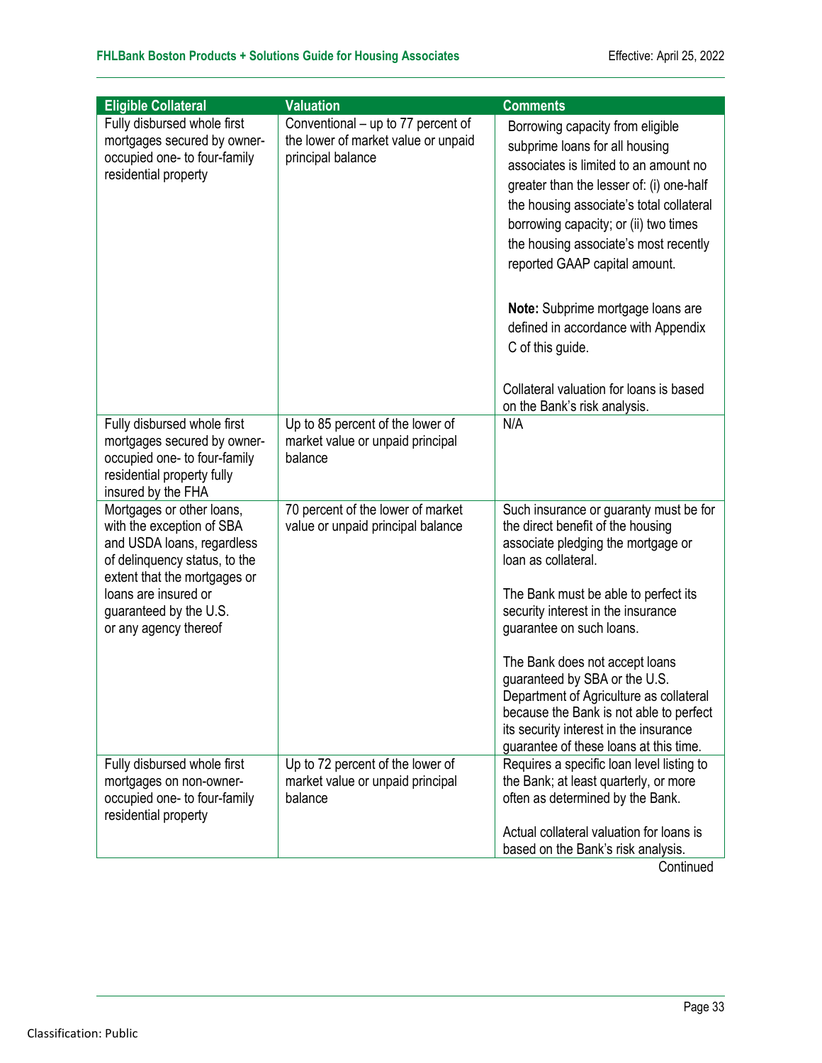| Eligible Collateral | Valuation | Comments |
|---|---|---|
| Fully disbursed whole first mortgages secured by owner-occupied one- to four-family residential property | Conventional – up to 77 percent of the lower of market value or unpaid principal balance | Borrowing capacity from eligible subprime loans for all housing associates is limited to an amount no greater than the lesser of: (i) one-half the housing associate's total collateral borrowing capacity; or (ii) two times the housing associate's most recently reported GAAP capital amount.<br><br>**Note:** Subprime mortgage loans are defined in accordance with Appendix C of this guide.<br><br>Collateral valuation for loans is based on the Bank's risk analysis. |
| Fully disbursed whole first mortgages secured by owner-occupied one- to four-family residential property fully insured by the FHA | Up to 85 percent of the lower of market value or unpaid principal balance | N/A |
| Mortgages or other loans, with the exception of SBA and USDA loans, regardless of delinquency status, to the extent that the mortgages or loans are insured or guaranteed by the U.S. or any agency thereof | 70 percent of the lower of market value or unpaid principal balance | Such insurance or guaranty must be for the direct benefit of the housing associate pledging the mortgage or loan as collateral.<br><br>The Bank must be able to perfect its security interest in the insurance guarantee on such loans.<br><br>The Bank does not accept loans guaranteed by SBA or the U.S. Department of Agriculture as collateral because the Bank is not able to perfect its security interest in the insurance guarantee of these loans at this time. |
| Fully disbursed whole first mortgages on non-owner-occupied one- to four-family residential property | Up to 72 percent of the lower of market value or unpaid principal balance | Requires a specific loan level listing to the Bank; at least quarterly, or more often as determined by the Bank.<br><br>Actual collateral valuation for loans is based on the Bank's risk analysis. |

Continued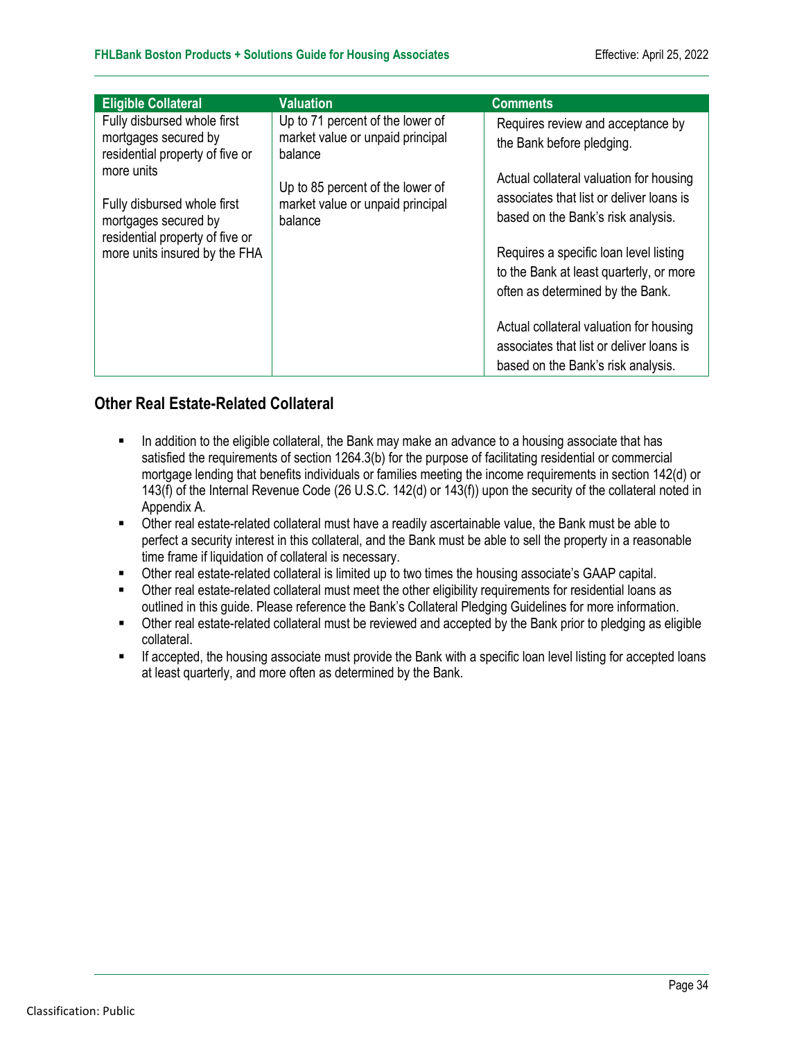| Eligible Collateral | Valuation | Comments |
|---|---|---|
| Fully disbursed whole first mortgages secured by residential property of five or more units | Up to 71 percent of the lower of market value or unpaid principal balance | Requires review and acceptance by the Bank before pledging.<br><br>Actual collateral valuation for housing associates that list or deliver loans is based on the Bank's risk analysis. |
| Fully disbursed whole first mortgages secured by residential property of five or more units insured by the FHA | Up to 85 percent of the lower of market value or unpaid principal balance | Requires a specific loan level listing to the Bank at least quarterly, or more often as determined by the Bank.<br><br>Actual collateral valuation for housing associates that list or deliver loans is based on the Bank's risk analysis. |

## Other Real Estate-Related Collateral

- In addition to the eligible collateral, the Bank may make an advance to a housing associate that has satisfied the requirements of section 1264.3(b) for the purpose of facilitating residential or commercial mortgage lending that benefits individuals or families meeting the income requirements in section 142(d) or 143(f) of the Internal Revenue Code (26 U.S.C. 142(d) or 143(f)) upon the security of the collateral noted in Appendix A.
- Other real estate-related collateral must have a readily ascertainable value, the Bank must be able to perfect a security interest in this collateral, and the Bank must be able to sell the property in a reasonable time frame if liquidation of collateral is necessary.
- Other real estate-related collateral is limited up to two times the housing associate's GAAP capital.
- Other real estate-related collateral must meet the other eligibility requirements for residential loans as outlined in this guide. Please reference the Bank's Collateral Pledging Guidelines for more information.
- Other real estate-related collateral must be reviewed and accepted by the Bank prior to pledging as eligible collateral.
- If accepted, the housing associate must provide the Bank with a specific loan level listing for accepted loans at least quarterly, and more often as determined by the Bank.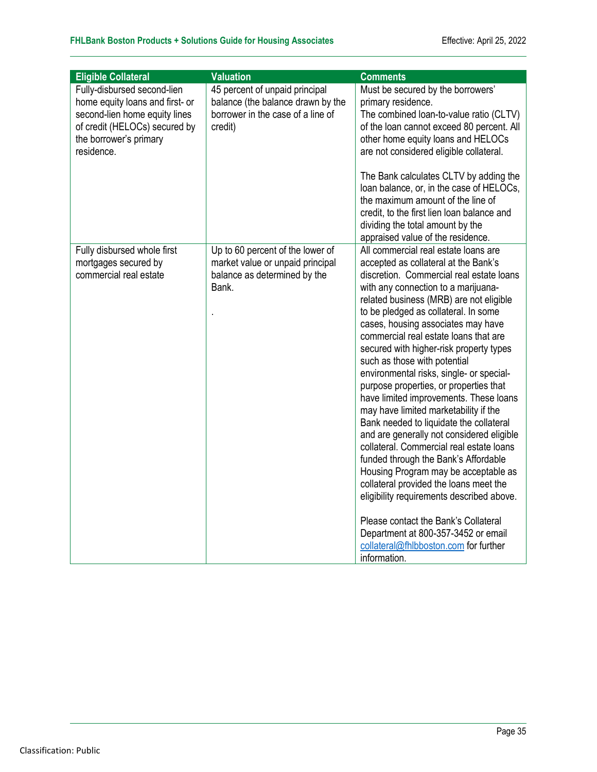| Eligible Collateral | Valuation | Comments |
|---|---|---|
| Fully-disbursed second-lien home equity loans and first- or second-lien home equity lines of credit (HELOCs) secured by the borrower's primary residence. | 45 percent of unpaid principal balance (the balance drawn by the borrower in the case of a line of credit) | Must be secured by the borrowers' primary residence. The combined loan-to-value ratio (CLTV) of the loan cannot exceed 80 percent. All other home equity loans and HELOCs are not considered eligible collateral.<br><br>The Bank calculates CLTV by adding the loan balance, or, in the case of HELOCs, the maximum amount of the line of credit, to the first lien loan balance and dividing the total amount by the appraised value of the residence. |
| Fully disbursed whole first mortgages secured by commercial real estate | Up to 60 percent of the lower of market value or unpaid principal balance as determined by the Bank.<br><br>. | All commercial real estate loans are accepted as collateral at the Bank's discretion. Commercial real estate loans with any connection to a marijuana-related business (MRB) are not eligible to be pledged as collateral. In some cases, housing associates may have commercial real estate loans that are secured with higher-risk property types such as those with potential environmental risks, single- or special-purpose properties, or properties that have limited improvements. These loans may have limited marketability if the Bank needed to liquidate the collateral and are generally not considered eligible collateral. Commercial real estate loans funded through the Bank's Affordable Housing Program may be acceptable as collateral provided the loans meet the eligibility requirements described above.<br><br>Please contact the Bank's Collateral Department at 800-357-3452 or email collateral@fhlbboston.com for further information. |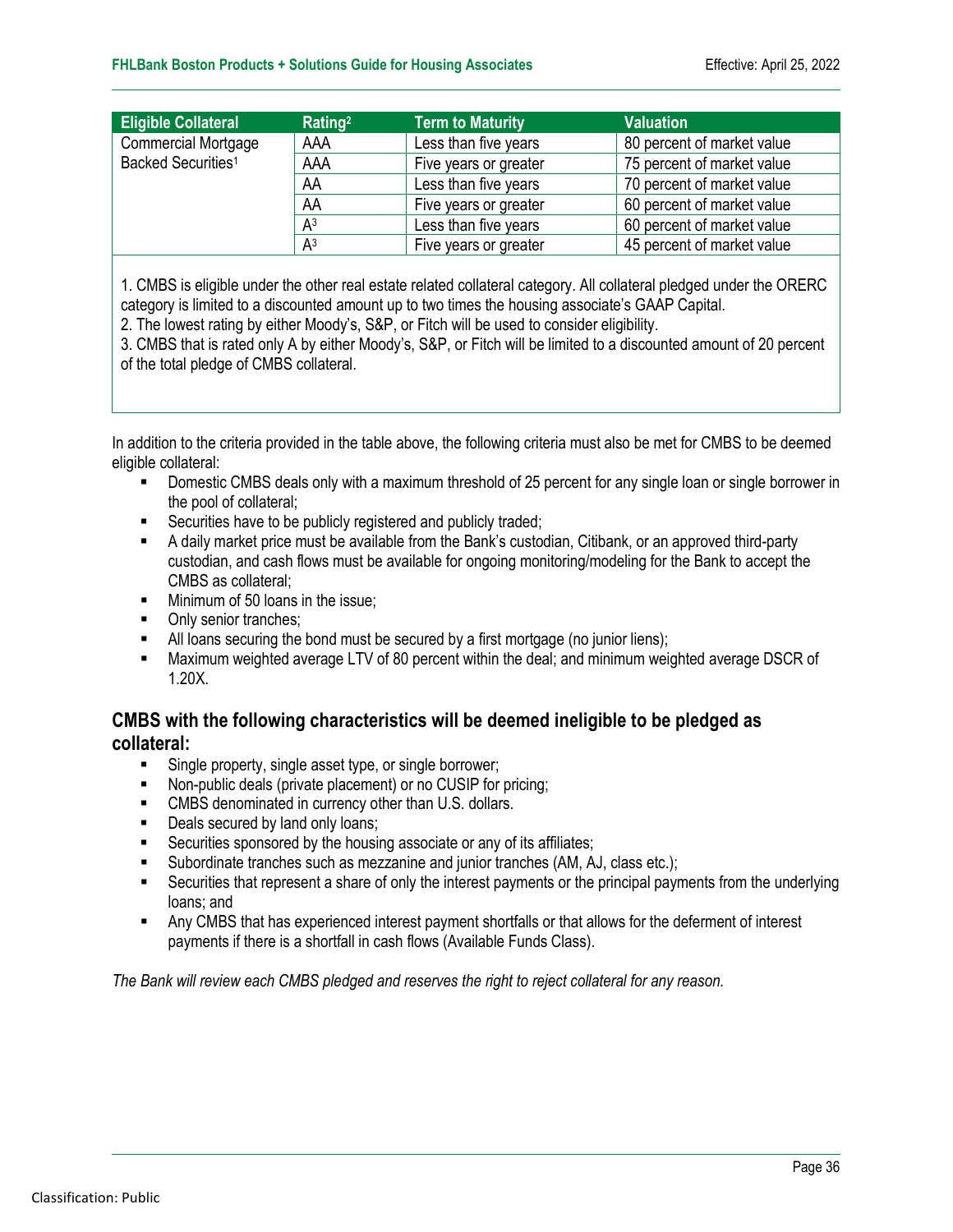| Eligible Collateral | Rating[2] | Term to Maturity | Valuation |
|---|---|---|---|
| Commercial Mortgage Backed Securities[1] | AAA | Less than five years | 80 percent of market value |
| | AAA | Five years or greater | 75 percent of market value |
| | AA | Less than five years | 70 percent of market value |
| | AA | Five years or greater | 60 percent of market value |
| | A[3] | Less than five years | 60 percent of market value |
| | A[3] | Five years or greater | 45 percent of market value |

1. CMBS is eligible under the other real estate related collateral category. All collateral pledged under the ORERC category is limited to a discounted amount up to two times the housing associate's GAAP Capital.
2. The lowest rating by either Moody's, S&P, or Fitch will be used to consider eligibility.
3. CMBS that is rated only A by either Moody's, S&P, or Fitch will be limited to a discounted amount of 20 percent of the total pledge of CMBS collateral.

In addition to the criteria provided in the table above, the following criteria must also be met for CMBS to be deemed eligible collateral:

- Domestic CMBS deals only with a maximum threshold of 25 percent for any single loan or single borrower in the pool of collateral;
- Securities have to be publicly registered and publicly traded;
- A daily market price must be available from the Bank's custodian, Citibank, or an approved third-party custodian, and cash flows must be available for ongoing monitoring/modeling for the Bank to accept the CMBS as collateral;
- Minimum of 50 loans in the issue;
- Only senior tranches;
- All loans securing the bond must be secured by a first mortgage (no junior liens);
- Maximum weighted average LTV of 80 percent within the deal; and minimum weighted average DSCR of 1.20X.

## CMBS with the following characteristics will be deemed ineligible to be pledged as collateral:

- Single property, single asset type, or single borrower;
- Non-public deals (private placement) or no CUSIP for pricing;
- CMBS denominated in currency other than U.S. dollars.
- Deals secured by land only loans;
- Securities sponsored by the housing associate or any of its affiliates;
- Subordinate tranches such as mezzanine and junior tranches (AM, AJ, class etc.);
- Securities that represent a share of only the interest payments or the principal payments from the underlying loans; and
- Any CMBS that has experienced interest payment shortfalls or that allows for the deferment of interest payments if there is a shortfall in cash flows (Available Funds Class).

*The Bank will review each CMBS pledged and reserves the right to reject collateral for any reason.*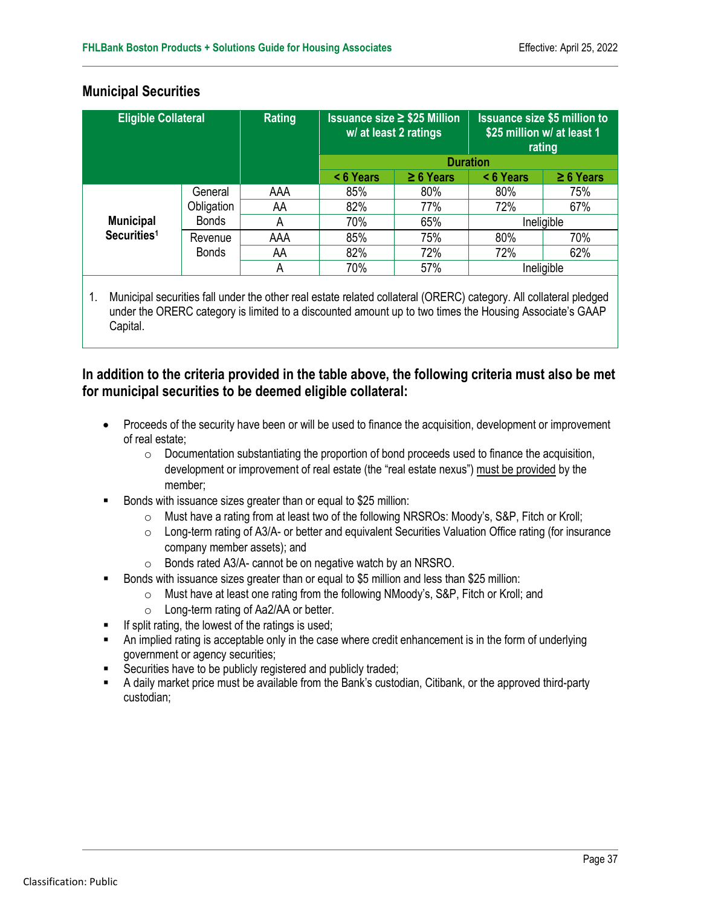## Municipal Securities

| Eligible Collateral | | Rating | Issuance size ≥ $25 Million w/ at least 2 ratings | | Issuance size $5 million to $25 million w/ at least 1 rating | |
|---|---|---|---|---|---|---|
| | | | Duration | | | |
| | | | < 6 Years | ≥ 6 Years | < 6 Years | ≥ 6 Years |
| Municipal Securities[1] | General Obligation Bonds | AAA | 85% | 80% | 80% | 75% |
| | | AA | 82% | 77% | 72% | 67% |
| | | A | 70% | 65% | Ineligible | |
| | Revenue Bonds | AAA | 85% | 75% | 80% | 70% |
| | | AA | 82% | 72% | 72% | 62% |
| | | A | 70% | 57% | Ineligible | |

1. Municipal securities fall under the other real estate related collateral (ORERC) category. All collateral pledged under the ORERC category is limited to a discounted amount up to two times the Housing Associate's GAAP Capital.

### In addition to the criteria provided in the table above, the following criteria must also be met for municipal securities to be deemed eligible collateral:

- Proceeds of the security have been or will be used to finance the acquisition, development or improvement of real estate;
  - Documentation substantiating the proportion of bond proceeds used to finance the acquisition, development or improvement of real estate (the "real estate nexus") must be provided by the member;
- Bonds with issuance sizes greater than or equal to $25 million:
  - Must have a rating from at least two of the following NRSROs: Moody's, S&P, Fitch or Kroll;
  - Long-term rating of A3/A- or better and equivalent Securities Valuation Office rating (for insurance company member assets); and
  - Bonds rated A3/A- cannot be on negative watch by an NRSRO.
- Bonds with issuance sizes greater than or equal to $5 million and less than $25 million:
  - Must have at least one rating from the following NMoody's, S&P, Fitch or Kroll; and
  - Long-term rating of Aa2/AA or better.
- If split rating, the lowest of the ratings is used;
- An implied rating is acceptable only in the case where credit enhancement is in the form of underlying government or agency securities;
- Securities have to be publicly registered and publicly traded;
- A daily market price must be available from the Bank's custodian, Citibank, or the approved third-party custodian;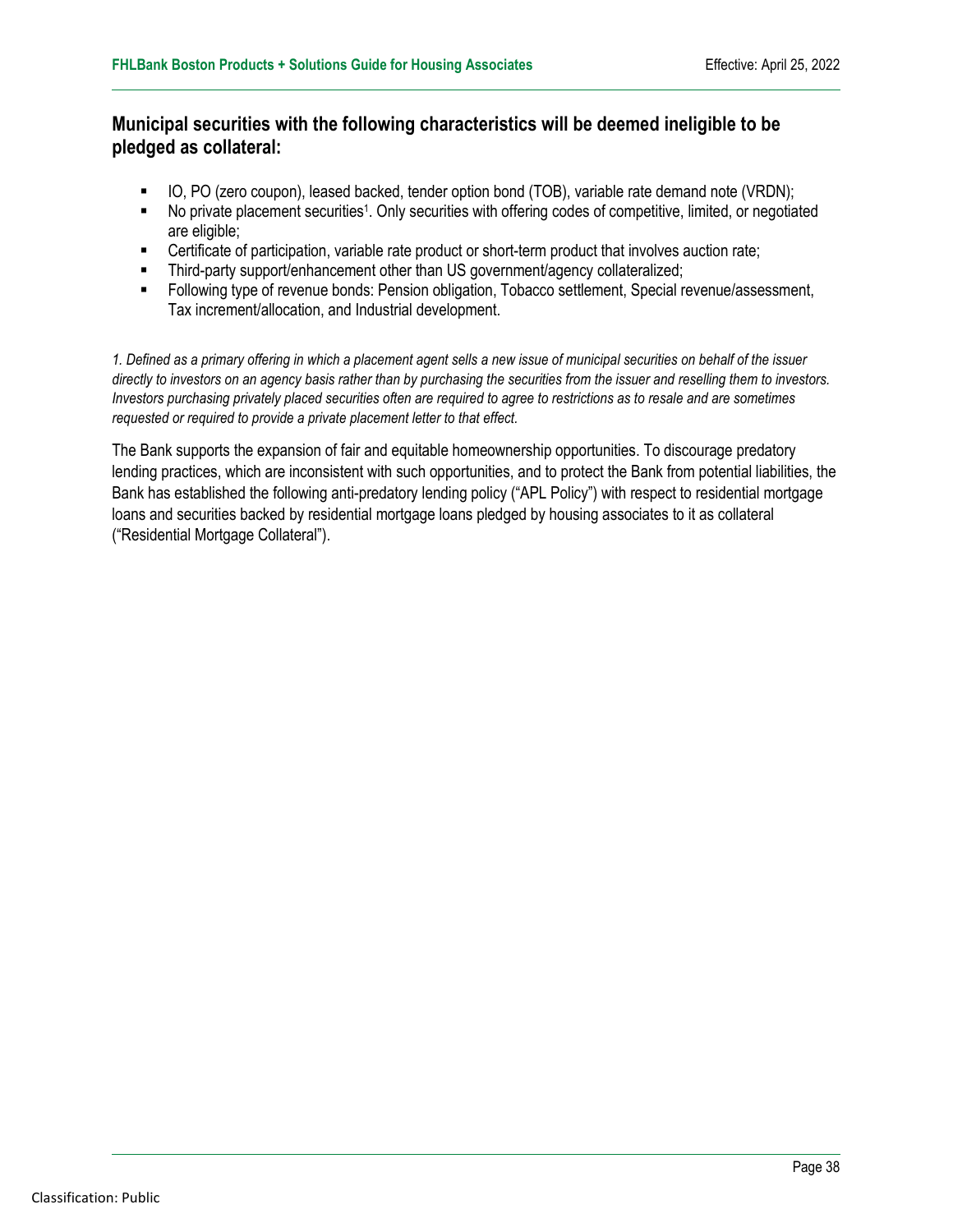## Municipal securities with the following characteristics will be deemed ineligible to be pledged as collateral:

- IO, PO (zero coupon), leased backed, tender option bond (TOB), variable rate demand note (VRDN);
- No private placement securities[1]. Only securities with offering codes of competitive, limited, or negotiated are eligible;
- Certificate of participation, variable rate product or short-term product that involves auction rate;
- Third-party support/enhancement other than US government/agency collateralized;
- Following type of revenue bonds: Pension obligation, Tobacco settlement, Special revenue/assessment, Tax increment/allocation, and Industrial development.

*1. Defined as a primary offering in which a placement agent sells a new issue of municipal securities on behalf of the issuer directly to investors on an agency basis rather than by purchasing the securities from the issuer and reselling them to investors. Investors purchasing privately placed securities often are required to agree to restrictions as to resale and are sometimes requested or required to provide a private placement letter to that effect.*

The Bank supports the expansion of fair and equitable homeownership opportunities. To discourage predatory lending practices, which are inconsistent with such opportunities, and to protect the Bank from potential liabilities, the Bank has established the following anti-predatory lending policy ("APL Policy") with respect to residential mortgage loans and securities backed by residential mortgage loans pledged by housing associates to it as collateral ("Residential Mortgage Collateral").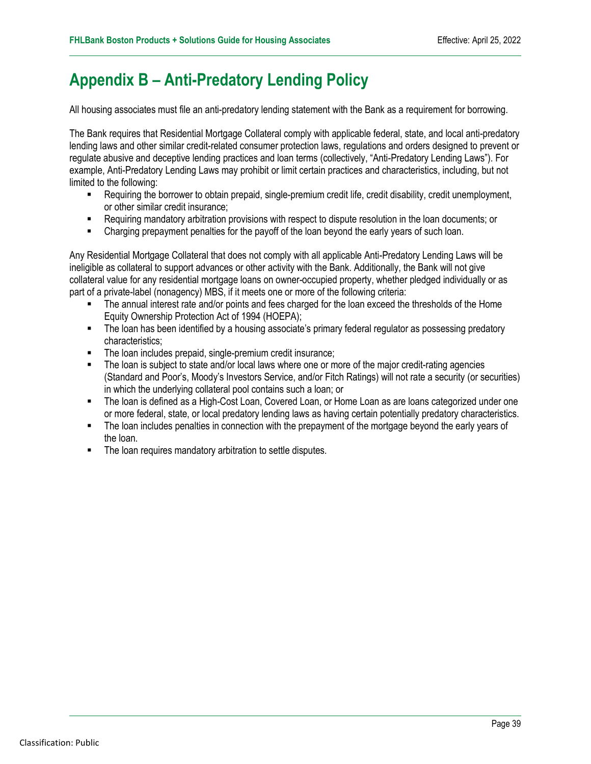# Appendix B – Anti-Predatory Lending Policy

All housing associates must file an anti-predatory lending statement with the Bank as a requirement for borrowing.

The Bank requires that Residential Mortgage Collateral comply with applicable federal, state, and local anti-predatory lending laws and other similar credit-related consumer protection laws, regulations and orders designed to prevent or regulate abusive and deceptive lending practices and loan terms (collectively, "Anti-Predatory Lending Laws"). For example, Anti-Predatory Lending Laws may prohibit or limit certain practices and characteristics, including, but not limited to the following:

- Requiring the borrower to obtain prepaid, single-premium credit life, credit disability, credit unemployment, or other similar credit insurance;
- Requiring mandatory arbitration provisions with respect to dispute resolution in the loan documents; or
- Charging prepayment penalties for the payoff of the loan beyond the early years of such loan.

Any Residential Mortgage Collateral that does not comply with all applicable Anti-Predatory Lending Laws will be ineligible as collateral to support advances or other activity with the Bank. Additionally, the Bank will not give collateral value for any residential mortgage loans on owner-occupied property, whether pledged individually or as part of a private-label (nonagency) MBS, if it meets one or more of the following criteria:

- The annual interest rate and/or points and fees charged for the loan exceed the thresholds of the Home Equity Ownership Protection Act of 1994 (HOEPA);
- The loan has been identified by a housing associate's primary federal regulator as possessing predatory characteristics;
- The loan includes prepaid, single-premium credit insurance;
- The loan is subject to state and/or local laws where one or more of the major credit-rating agencies (Standard and Poor's, Moody's Investors Service, and/or Fitch Ratings) will not rate a security (or securities) in which the underlying collateral pool contains such a loan; or
- The loan is defined as a High-Cost Loan, Covered Loan, or Home Loan as are loans categorized under one or more federal, state, or local predatory lending laws as having certain potentially predatory characteristics.
- The loan includes penalties in connection with the prepayment of the mortgage beyond the early years of the loan.
- The loan requires mandatory arbitration to settle disputes.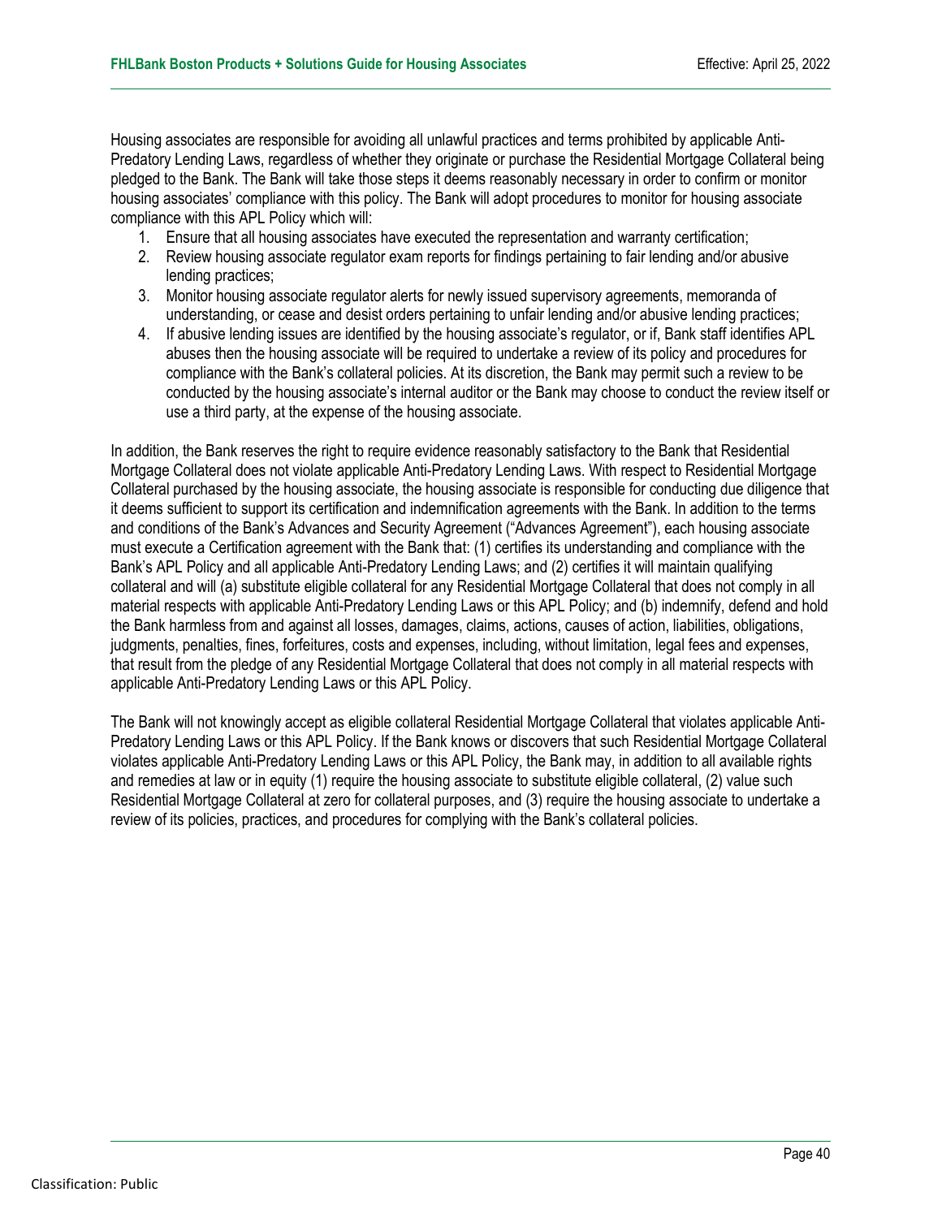Housing associates are responsible for avoiding all unlawful practices and terms prohibited by applicable Anti-Predatory Lending Laws, regardless of whether they originate or purchase the Residential Mortgage Collateral being pledged to the Bank. The Bank will take those steps it deems reasonably necessary in order to confirm or monitor housing associates' compliance with this policy. The Bank will adopt procedures to monitor for housing associate compliance with this APL Policy which will:

1. Ensure that all housing associates have executed the representation and warranty certification;
2. Review housing associate regulator exam reports for findings pertaining to fair lending and/or abusive lending practices;
3. Monitor housing associate regulator alerts for newly issued supervisory agreements, memoranda of understanding, or cease and desist orders pertaining to unfair lending and/or abusive lending practices;
4. If abusive lending issues are identified by the housing associate's regulator, or if, Bank staff identifies APL abuses then the housing associate will be required to undertake a review of its policy and procedures for compliance with the Bank's collateral policies. At its discretion, the Bank may permit such a review to be conducted by the housing associate's internal auditor or the Bank may choose to conduct the review itself or use a third party, at the expense of the housing associate.

In addition, the Bank reserves the right to require evidence reasonably satisfactory to the Bank that Residential Mortgage Collateral does not violate applicable Anti-Predatory Lending Laws. With respect to Residential Mortgage Collateral purchased by the housing associate, the housing associate is responsible for conducting due diligence that it deems sufficient to support its certification and indemnification agreements with the Bank. In addition to the terms and conditions of the Bank's Advances and Security Agreement ("Advances Agreement"), each housing associate must execute a Certification agreement with the Bank that: (1) certifies its understanding and compliance with the Bank's APL Policy and all applicable Anti-Predatory Lending Laws; and (2) certifies it will maintain qualifying collateral and will (a) substitute eligible collateral for any Residential Mortgage Collateral that does not comply in all material respects with applicable Anti-Predatory Lending Laws or this APL Policy; and (b) indemnify, defend and hold the Bank harmless from and against all losses, damages, claims, actions, causes of action, liabilities, obligations, judgments, penalties, fines, forfeitures, costs and expenses, including, without limitation, legal fees and expenses, that result from the pledge of any Residential Mortgage Collateral that does not comply in all material respects with applicable Anti-Predatory Lending Laws or this APL Policy.

The Bank will not knowingly accept as eligible collateral Residential Mortgage Collateral that violates applicable Anti-Predatory Lending Laws or this APL Policy. If the Bank knows or discovers that such Residential Mortgage Collateral violates applicable Anti-Predatory Lending Laws or this APL Policy, the Bank may, in addition to all available rights and remedies at law or in equity (1) require the housing associate to substitute eligible collateral, (2) value such Residential Mortgage Collateral at zero for collateral purposes, and (3) require the housing associate to undertake a review of its policies, practices, and procedures for complying with the Bank's collateral policies.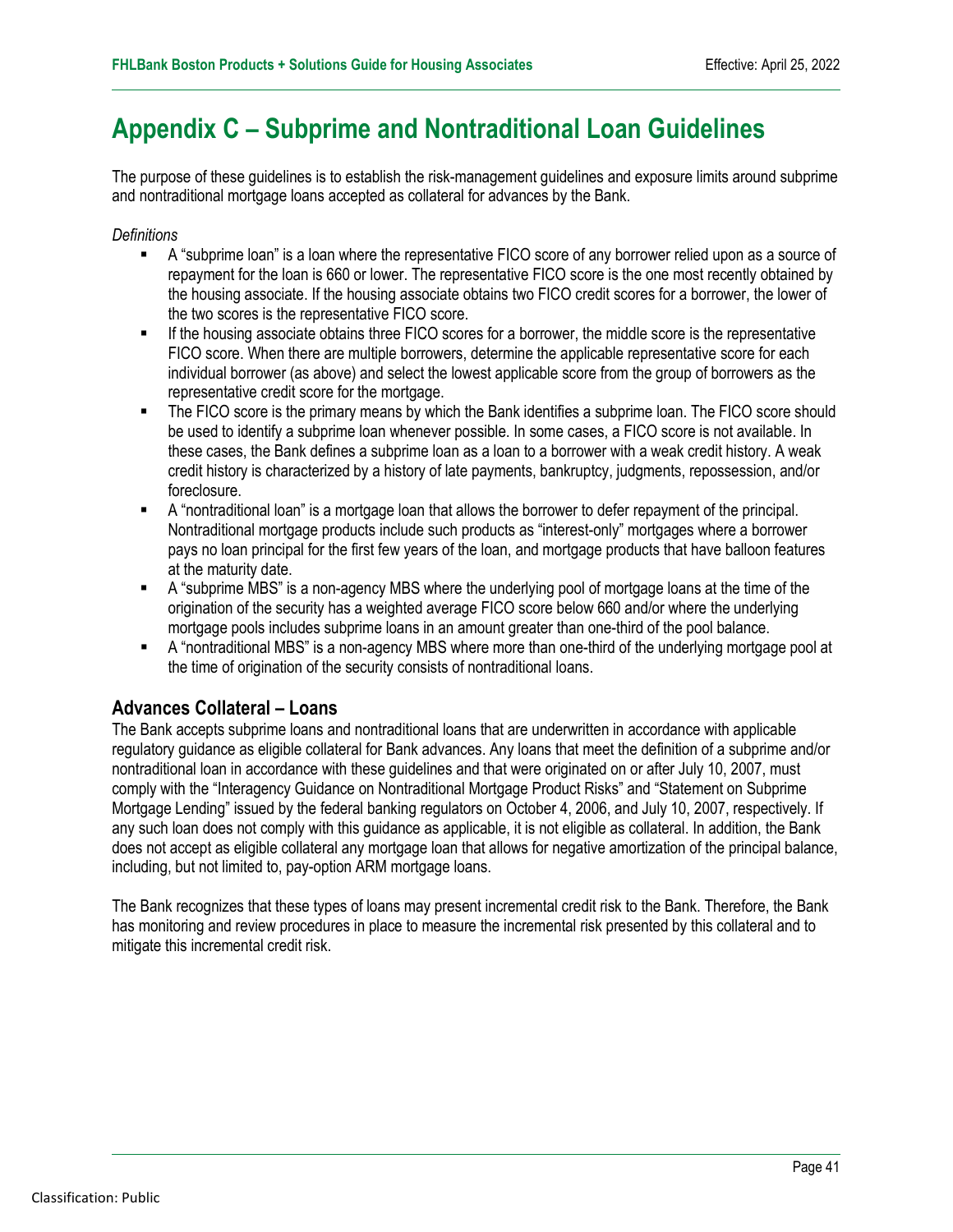# Appendix C – Subprime and Nontraditional Loan Guidelines

The purpose of these guidelines is to establish the risk-management guidelines and exposure limits around subprime and nontraditional mortgage loans accepted as collateral for advances by the Bank.

*Definitions*

- A "subprime loan" is a loan where the representative FICO score of any borrower relied upon as a source of repayment for the loan is 660 or lower. The representative FICO score is the one most recently obtained by the housing associate. If the housing associate obtains two FICO credit scores for a borrower, the lower of the two scores is the representative FICO score.
- If the housing associate obtains three FICO scores for a borrower, the middle score is the representative FICO score. When there are multiple borrowers, determine the applicable representative score for each individual borrower (as above) and select the lowest applicable score from the group of borrowers as the representative credit score for the mortgage.
- The FICO score is the primary means by which the Bank identifies a subprime loan. The FICO score should be used to identify a subprime loan whenever possible. In some cases, a FICO score is not available. In these cases, the Bank defines a subprime loan as a loan to a borrower with a weak credit history. A weak credit history is characterized by a history of late payments, bankruptcy, judgments, repossession, and/or foreclosure.
- A "nontraditional loan" is a mortgage loan that allows the borrower to defer repayment of the principal. Nontraditional mortgage products include such products as "interest-only" mortgages where a borrower pays no loan principal for the first few years of the loan, and mortgage products that have balloon features at the maturity date.
- A "subprime MBS" is a non-agency MBS where the underlying pool of mortgage loans at the time of the origination of the security has a weighted average FICO score below 660 and/or where the underlying mortgage pools includes subprime loans in an amount greater than one-third of the pool balance.
- A "nontraditional MBS" is a non-agency MBS where more than one-third of the underlying mortgage pool at the time of origination of the security consists of nontraditional loans.

## Advances Collateral – Loans

The Bank accepts subprime loans and nontraditional loans that are underwritten in accordance with applicable regulatory guidance as eligible collateral for Bank advances. Any loans that meet the definition of a subprime and/or nontraditional loan in accordance with these guidelines and that were originated on or after July 10, 2007, must comply with the "Interagency Guidance on Nontraditional Mortgage Product Risks" and "Statement on Subprime Mortgage Lending" issued by the federal banking regulators on October 4, 2006, and July 10, 2007, respectively. If any such loan does not comply with this guidance as applicable, it is not eligible as collateral. In addition, the Bank does not accept as eligible collateral any mortgage loan that allows for negative amortization of the principal balance, including, but not limited to, pay-option ARM mortgage loans.

The Bank recognizes that these types of loans may present incremental credit risk to the Bank. Therefore, the Bank has monitoring and review procedures in place to measure the incremental risk presented by this collateral and to mitigate this incremental credit risk.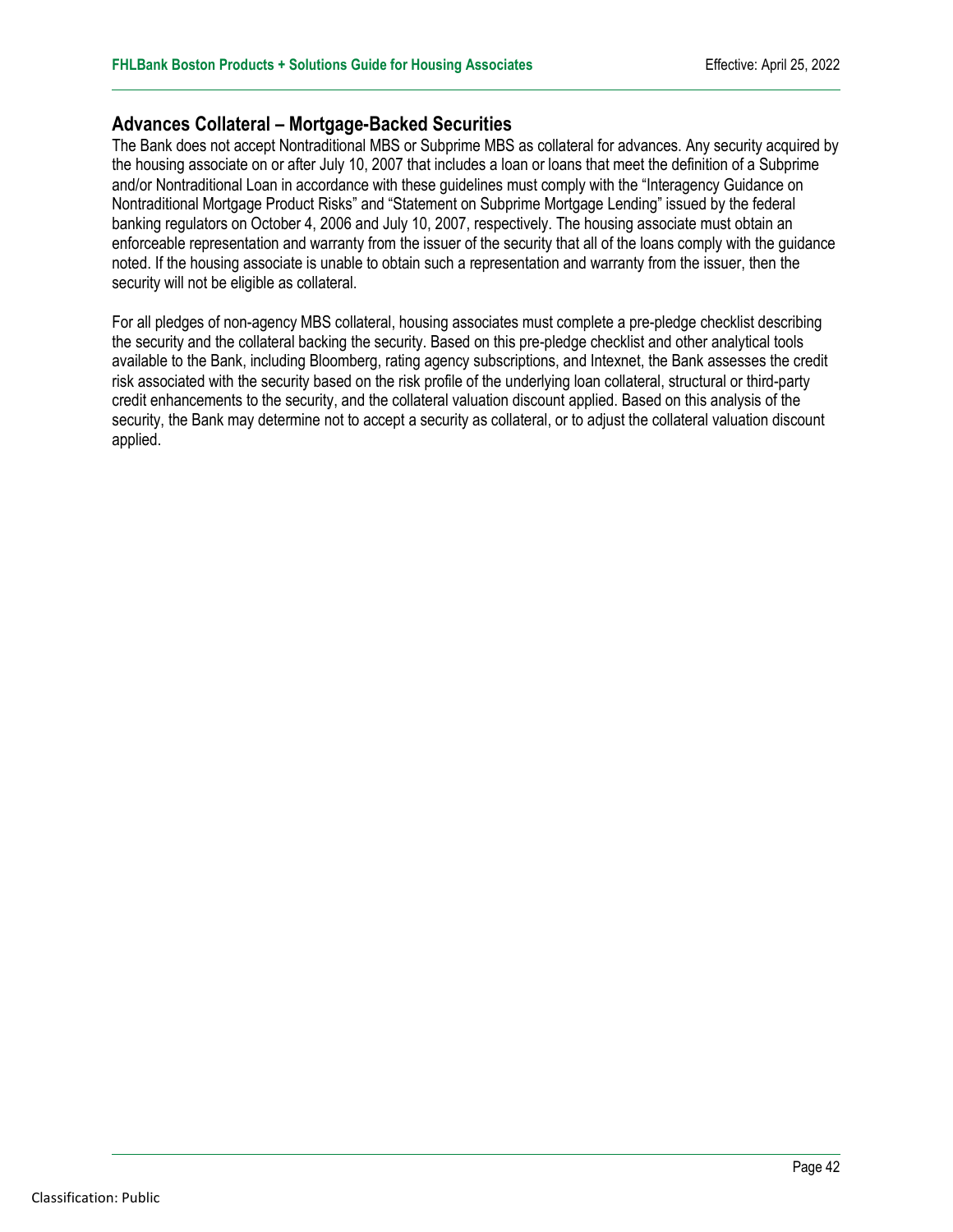## Advances Collateral – Mortgage-Backed Securities

The Bank does not accept Nontraditional MBS or Subprime MBS as collateral for advances. Any security acquired by the housing associate on or after July 10, 2007 that includes a loan or loans that meet the definition of a Subprime and/or Nontraditional Loan in accordance with these guidelines must comply with the "Interagency Guidance on Nontraditional Mortgage Product Risks" and "Statement on Subprime Mortgage Lending" issued by the federal banking regulators on October 4, 2006 and July 10, 2007, respectively. The housing associate must obtain an enforceable representation and warranty from the issuer of the security that all of the loans comply with the guidance noted. If the housing associate is unable to obtain such a representation and warranty from the issuer, then the security will not be eligible as collateral.

For all pledges of non-agency MBS collateral, housing associates must complete a pre-pledge checklist describing the security and the collateral backing the security. Based on this pre-pledge checklist and other analytical tools available to the Bank, including Bloomberg, rating agency subscriptions, and Intexnet, the Bank assesses the credit risk associated with the security based on the risk profile of the underlying loan collateral, structural or third-party credit enhancements to the security, and the collateral valuation discount applied. Based on this analysis of the security, the Bank may determine not to accept a security as collateral, or to adjust the collateral valuation discount applied.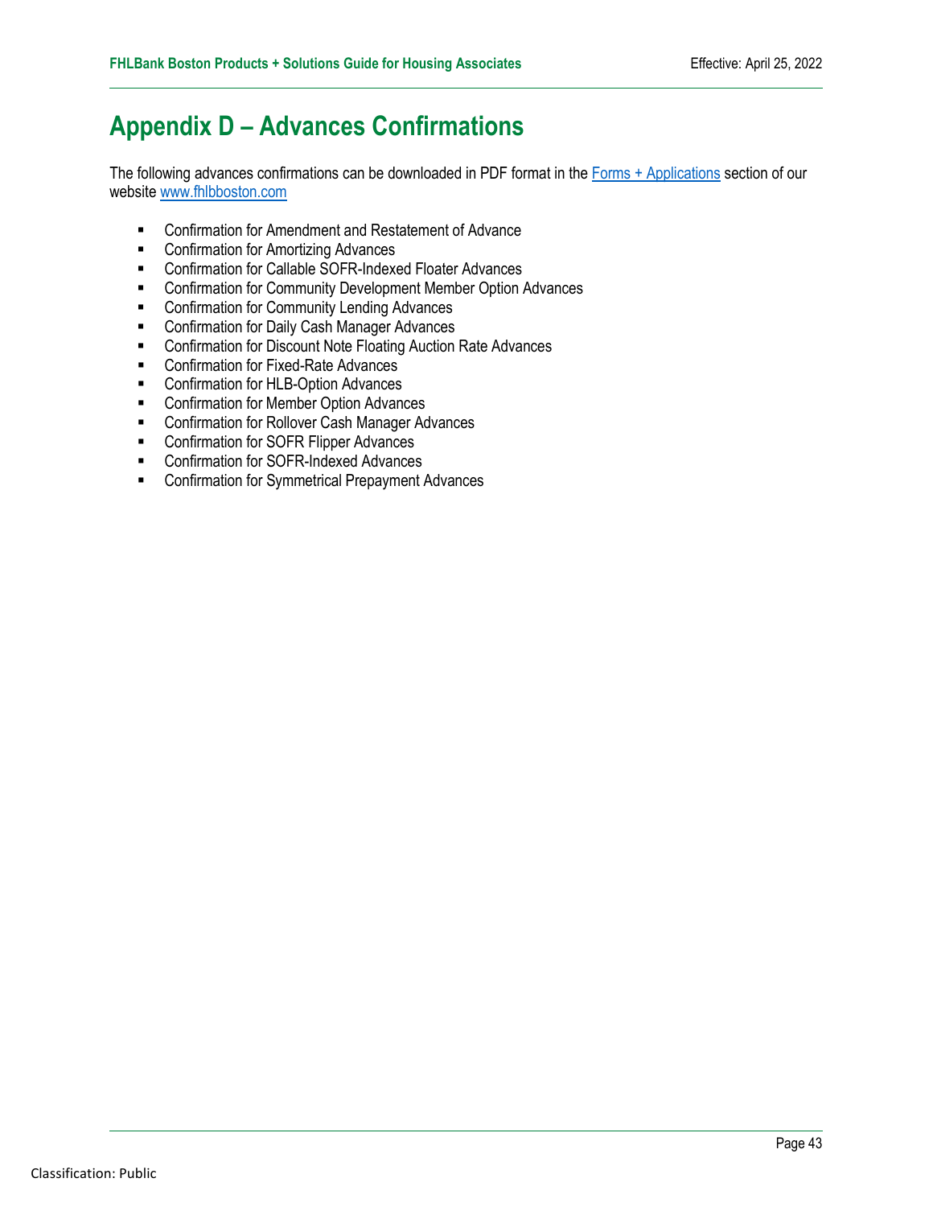# Appendix D – Advances Confirmations

The following advances confirmations can be downloaded in PDF format in the [Forms + Applications]() section of our website [www.fhlbboston.com]()

- Confirmation for Amendment and Restatement of Advance
- Confirmation for Amortizing Advances
- Confirmation for Callable SOFR-Indexed Floater Advances
- Confirmation for Community Development Member Option Advances
- Confirmation for Community Lending Advances
- Confirmation for Daily Cash Manager Advances
- Confirmation for Discount Note Floating Auction Rate Advances
- Confirmation for Fixed-Rate Advances
- Confirmation for HLB-Option Advances
- Confirmation for Member Option Advances
- Confirmation for Rollover Cash Manager Advances
- Confirmation for SOFR Flipper Advances
- Confirmation for SOFR-Indexed Advances
- Confirmation for Symmetrical Prepayment Advances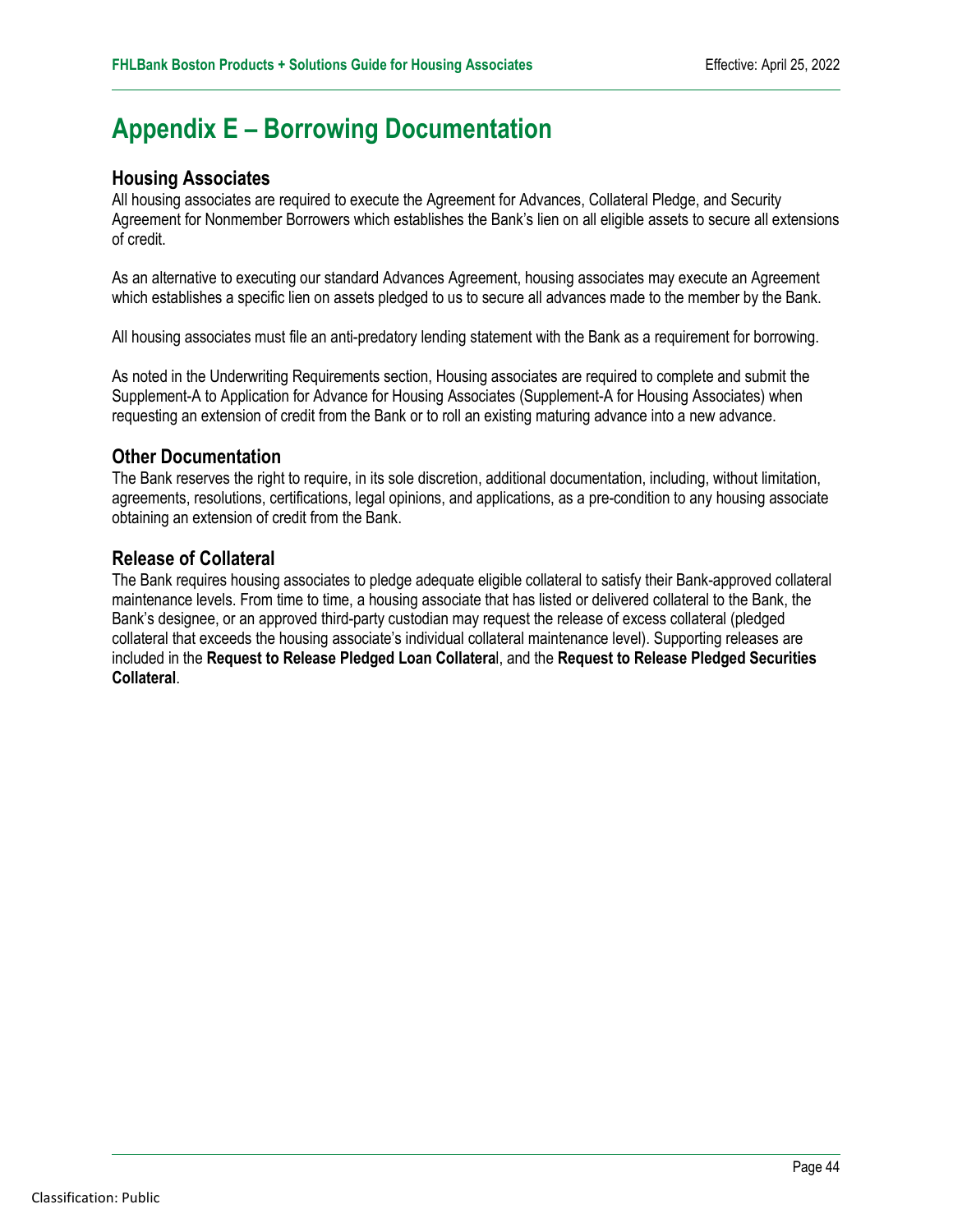# Appendix E – Borrowing Documentation

## Housing Associates

All housing associates are required to execute the Agreement for Advances, Collateral Pledge, and Security Agreement for Nonmember Borrowers which establishes the Bank's lien on all eligible assets to secure all extensions of credit.

As an alternative to executing our standard Advances Agreement, housing associates may execute an Agreement which establishes a specific lien on assets pledged to us to secure all advances made to the member by the Bank.

All housing associates must file an anti-predatory lending statement with the Bank as a requirement for borrowing.

As noted in the Underwriting Requirements section, Housing associates are required to complete and submit the Supplement-A to Application for Advance for Housing Associates (Supplement-A for Housing Associates) when requesting an extension of credit from the Bank or to roll an existing maturing advance into a new advance.

## Other Documentation

The Bank reserves the right to require, in its sole discretion, additional documentation, including, without limitation, agreements, resolutions, certifications, legal opinions, and applications, as a pre-condition to any housing associate obtaining an extension of credit from the Bank.

## Release of Collateral

The Bank requires housing associates to pledge adequate eligible collateral to satisfy their Bank-approved collateral maintenance levels. From time to time, a housing associate that has listed or delivered collateral to the Bank, the Bank's designee, or an approved third-party custodian may request the release of excess collateral (pledged collateral that exceeds the housing associate's individual collateral maintenance level). Supporting releases are included in the **Request to Release Pledged Loan Collateral**, and the **Request to Release Pledged Securities Collateral**.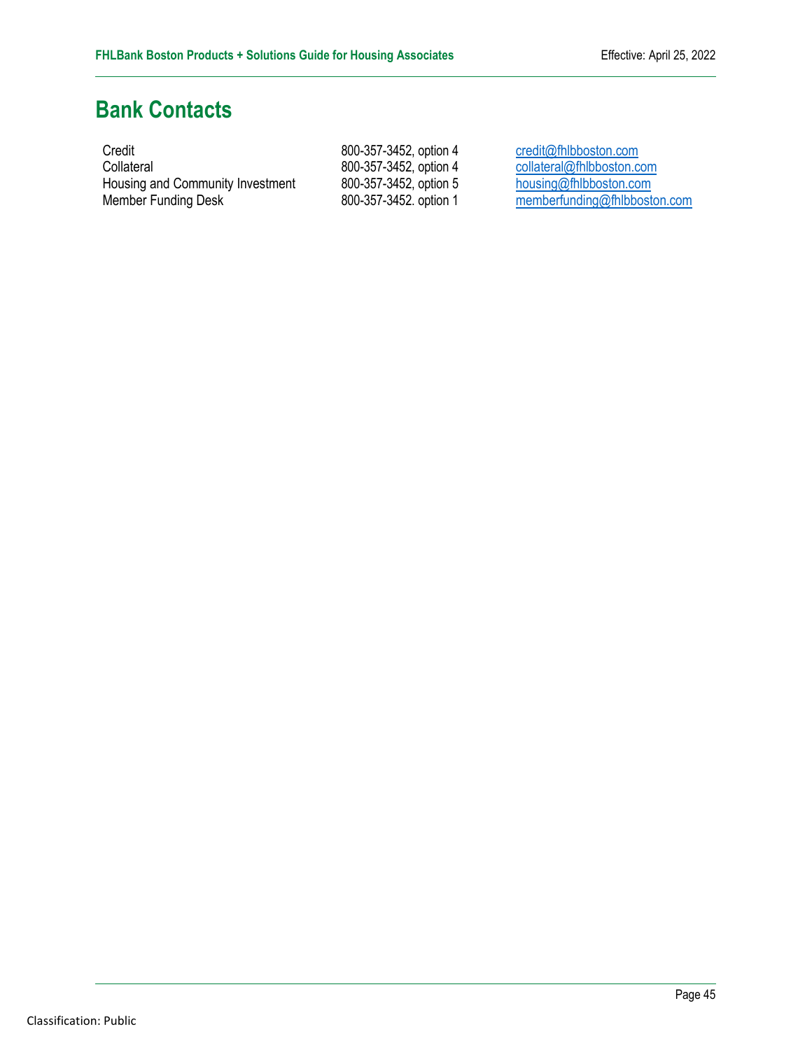## Bank Contacts

| | | |
|---|---|---|
| Credit | 800-357-3452, option 4 | credit@fhlbboston.com |
| Collateral | 800-357-3452, option 4 | collateral@fhlbboston.com |
| Housing and Community Investment | 800-357-3452, option 5 | housing@fhlbboston.com |
| Member Funding Desk | 800-357-3452. option 1 | memberfunding@fhlbboston.com |